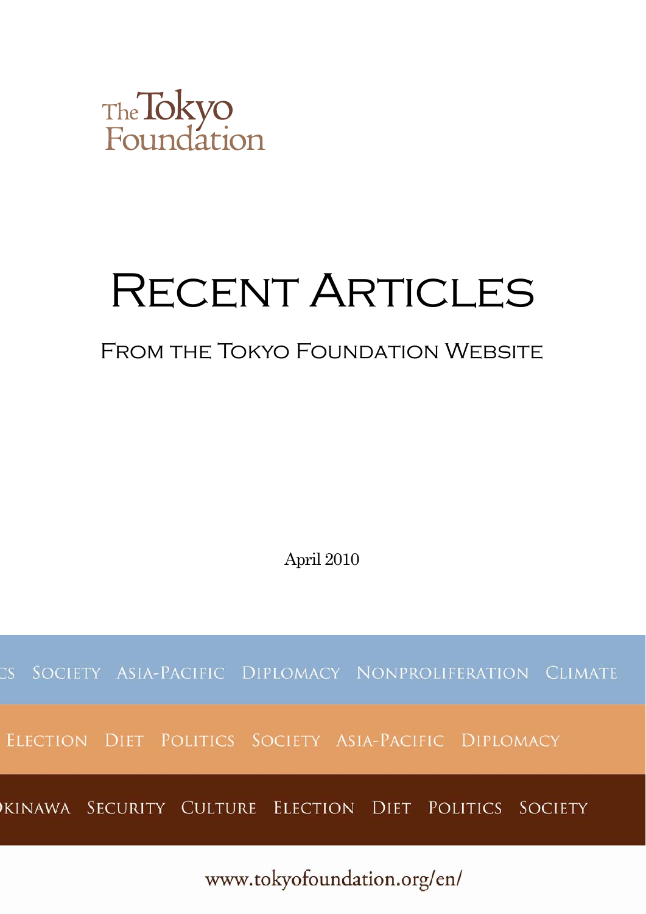The Tokyo Foundation

# Recent Articles

## From the Tokyo Foundation Website

April 2010

CS SOCIETY ASIA-PACIFIC DIPLOMACY NONPROLIFERATION CLIMATE

ELECTION DIET POLITICS SOCIETY ASIA-PACIFIC DIPLOMACY

KINAWA SECURITY CULTURE ELECTION DIET POLITICS SOCIETY

www.tokyofoundation.org/en/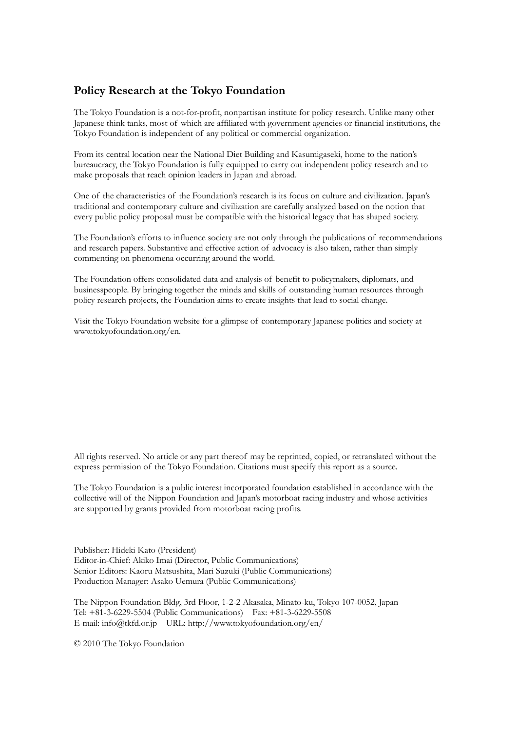## Policy Research at the Tokyo Foundation

The Tokyo Foundation is a not-for-profit, nonpartisan institute for policy research. Unlike many other Japanese think tanks, most of which are affiliated with government agencies or financial institutions, the Tokyo Foundation is independent of any political or commercial organization.

From its central location near the National Diet Building and Kasumigaseki, home to the nation's bureaucracy, the Tokyo Foundation is fully equipped to carry out independent policy research and to make proposals that reach opinion leaders in Japan and abroad.

One of the characteristics of the Foundation's research is its focus on culture and civilization. Japan's traditional and contemporary culture and civilization are carefully analyzed based on the notion that every public policy proposal must be compatible with the historical legacy that has shaped society.

The Foundation's efforts to influence society are not only through the publications of recommendations and research papers. Substantive and effective action of advocacy is also taken, rather than simply commenting on phenomena occurring around the world.

The Foundation offers consolidated data and analysis of benefit to policymakers, diplomats, and businesspeople. By bringing together the minds and skills of outstanding human resources through policy research projects, the Foundation aims to create insights that lead to social change.

Visit the Tokyo Foundation website for a glimpse of contemporary Japanese politics and society at www.tokyofoundation.org/en.

All rights reserved. No article or any part thereof may be reprinted, copied, or retranslated without the express permission of the Tokyo Foundation. Citations must specify this report as a source.

The Tokyo Foundation is a public interest incorporated foundation established in accordance with the collective will of the Nippon Foundation and Japan's motorboat racing industry and whose activities are supported by grants provided from motorboat racing profits.

Publisher: Hideki Kato (President)
Editor-in-Chief: Akiko Imai (Director, Public Communications)
Senior Editors: Kaoru Matsushita, Mari Suzuki (Public Communications)
Production Manager: Asako Uemura (Public Communications)

The Nippon Foundation Bldg, 3rd Floor, 1-2-2 Akasaka, Minato-ku, Tokyo 107-0052, Japan
Tel: +81-3-6229-5504 (Public Communications) Fax: +81-3-6229-5508
E-mail: info@tkfd.or.jp URL: http://www.tokyofoundation.org/en/

© 2010 The Tokyo Foundation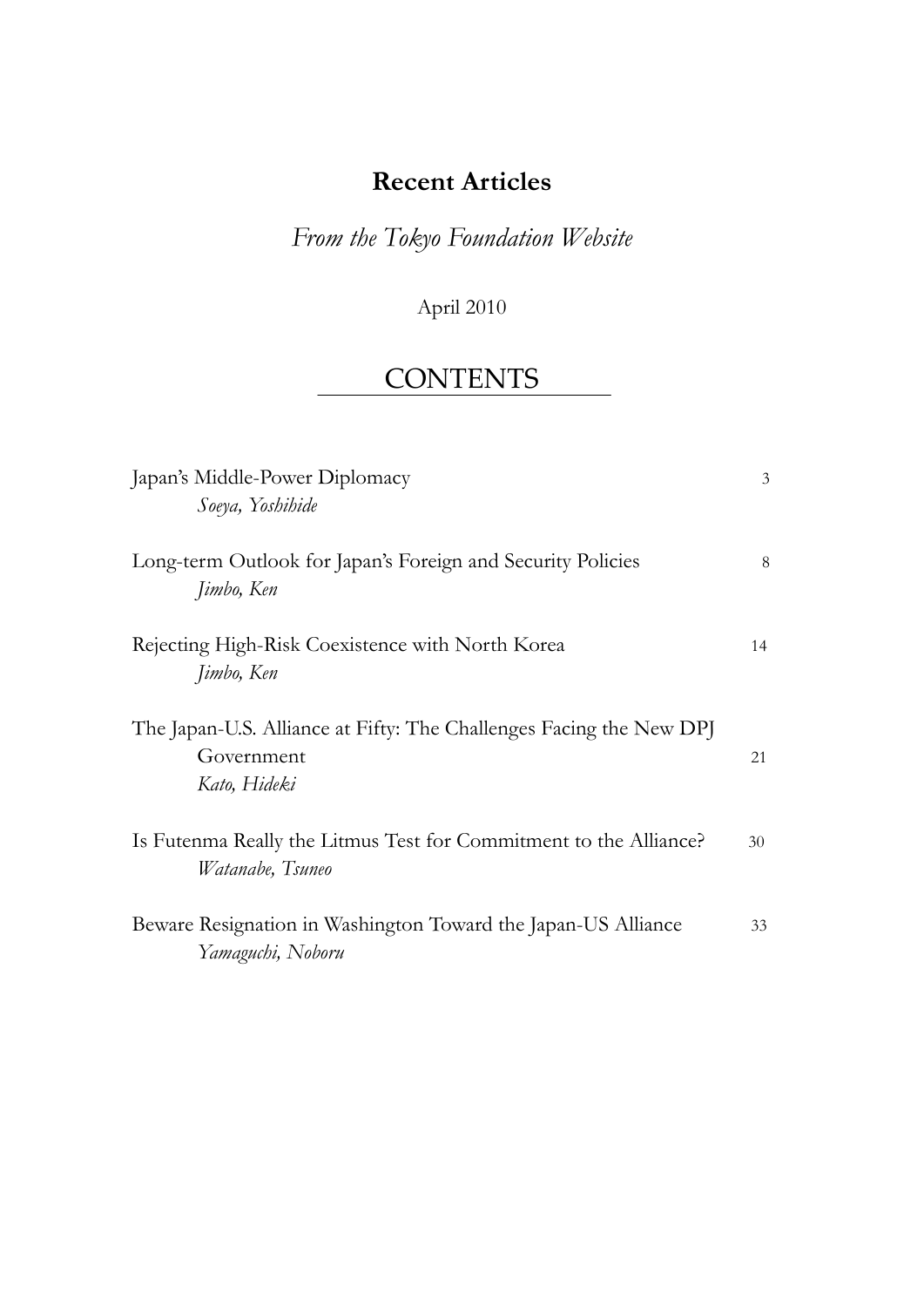# Recent Articles

## *From the Tokyo Foundation Website*

April 2010

## CONTENTS

Japan's Middle-Power Diplomacy — 3
*Soeya, Yoshihide*

Long-term Outlook for Japan's Foreign and Security Policies — 8
*Jimbo, Ken*

Rejecting High-Risk Coexistence with North Korea — 14
*Jimbo, Ken*

The Japan-U.S. Alliance at Fifty: The Challenges Facing the New DPJ Government — 21
*Kato, Hideki*

Is Futenma Really the Litmus Test for Commitment to the Alliance? — 30
*Watanabe, Tsuneo*

Beware Resignation in Washington Toward the Japan-US Alliance — 33
*Yamaguchi, Noboru*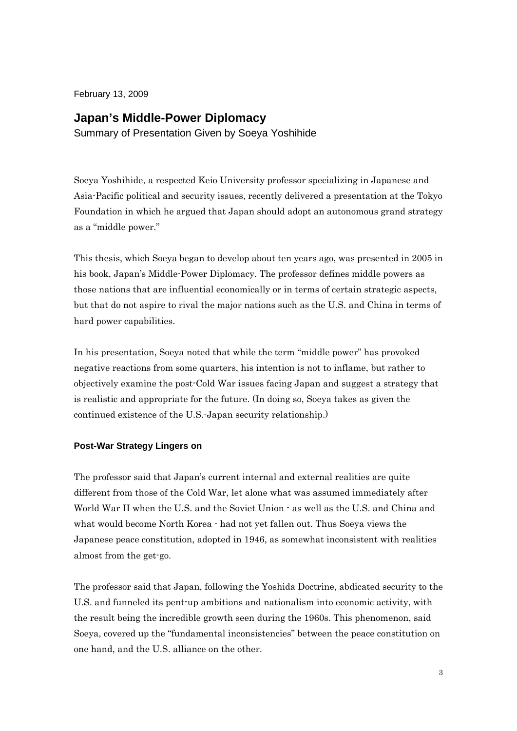February 13, 2009

## Japan's Middle-Power Diplomacy

Summary of Presentation Given by Soeya Yoshihide

Soeya Yoshihide, a respected Keio University professor specializing in Japanese and Asia-Pacific political and security issues, recently delivered a presentation at the Tokyo Foundation in which he argued that Japan should adopt an autonomous grand strategy as a "middle power."

This thesis, which Soeya began to develop about ten years ago, was presented in 2005 in his book, Japan's Middle-Power Diplomacy. The professor defines middle powers as those nations that are influential economically or in terms of certain strategic aspects, but that do not aspire to rival the major nations such as the U.S. and China in terms of hard power capabilities.

In his presentation, Soeya noted that while the term "middle power" has provoked negative reactions from some quarters, his intention is not to inflame, but rather to objectively examine the post-Cold War issues facing Japan and suggest a strategy that is realistic and appropriate for the future. (In doing so, Soeya takes as given the continued existence of the U.S.-Japan security relationship.)

### Post-War Strategy Lingers on

The professor said that Japan's current internal and external realities are quite different from those of the Cold War, let alone what was assumed immediately after World War II when the U.S. and the Soviet Union - as well as the U.S. and China and what would become North Korea - had not yet fallen out. Thus Soeya views the Japanese peace constitution, adopted in 1946, as somewhat inconsistent with realities almost from the get-go.

The professor said that Japan, following the Yoshida Doctrine, abdicated security to the U.S. and funneled its pent-up ambitions and nationalism into economic activity, with the result being the incredible growth seen during the 1960s. This phenomenon, said Soeya, covered up the "fundamental inconsistencies" between the peace constitution on one hand, and the U.S. alliance on the other.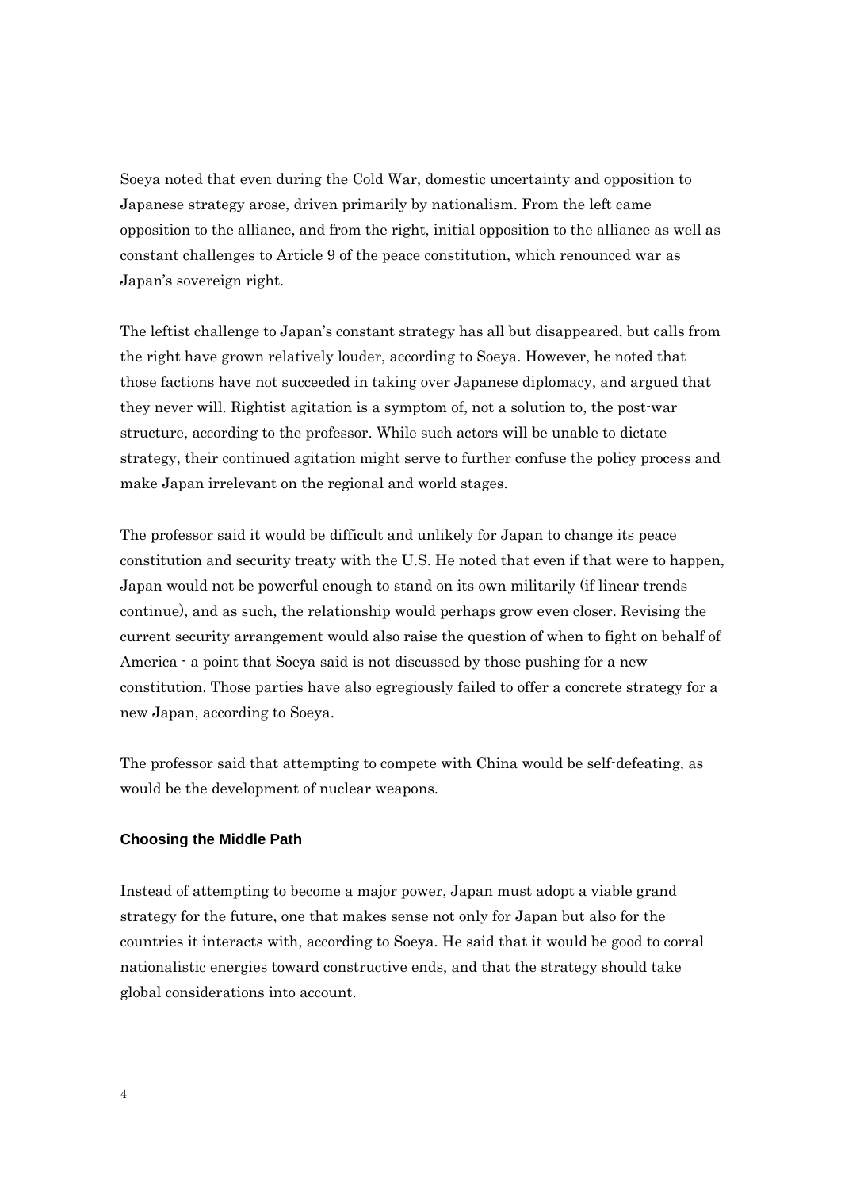Soeya noted that even during the Cold War, domestic uncertainty and opposition to Japanese strategy arose, driven primarily by nationalism. From the left came opposition to the alliance, and from the right, initial opposition to the alliance as well as constant challenges to Article 9 of the peace constitution, which renounced war as Japan's sovereign right.

The leftist challenge to Japan's constant strategy has all but disappeared, but calls from the right have grown relatively louder, according to Soeya. However, he noted that those factions have not succeeded in taking over Japanese diplomacy, and argued that they never will. Rightist agitation is a symptom of, not a solution to, the post-war structure, according to the professor. While such actors will be unable to dictate strategy, their continued agitation might serve to further confuse the policy process and make Japan irrelevant on the regional and world stages.

The professor said it would be difficult and unlikely for Japan to change its peace constitution and security treaty with the U.S. He noted that even if that were to happen, Japan would not be powerful enough to stand on its own militarily (if linear trends continue), and as such, the relationship would perhaps grow even closer. Revising the current security arrangement would also raise the question of when to fight on behalf of America - a point that Soeya said is not discussed by those pushing for a new constitution. Those parties have also egregiously failed to offer a concrete strategy for a new Japan, according to Soeya.

The professor said that attempting to compete with China would be self-defeating, as would be the development of nuclear weapons.

### Choosing the Middle Path

Instead of attempting to become a major power, Japan must adopt a viable grand strategy for the future, one that makes sense not only for Japan but also for the countries it interacts with, according to Soeya. He said that it would be good to corral nationalistic energies toward constructive ends, and that the strategy should take global considerations into account.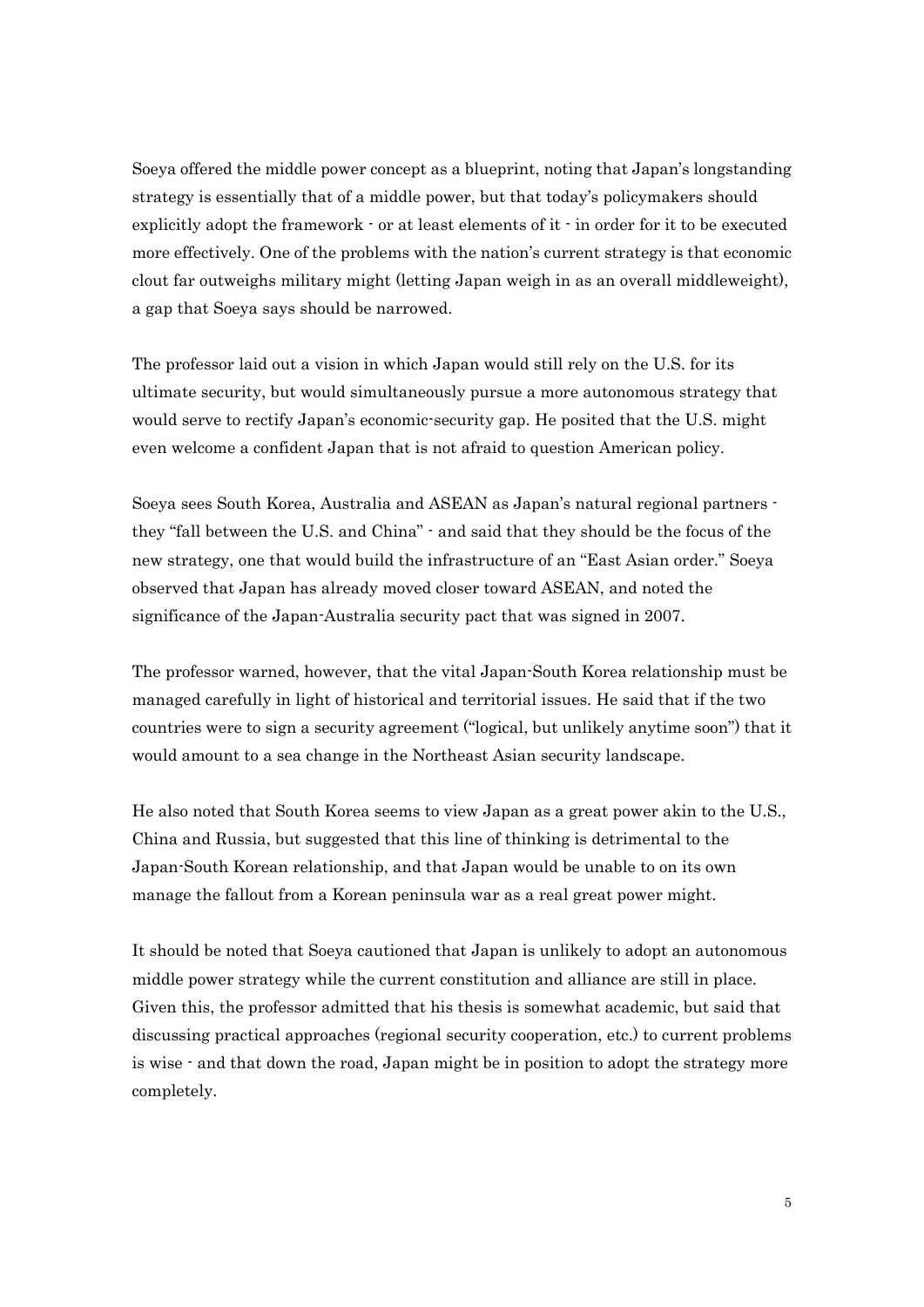Soeya offered the middle power concept as a blueprint, noting that Japan's longstanding strategy is essentially that of a middle power, but that today's policymakers should explicitly adopt the framework - or at least elements of it - in order for it to be executed more effectively. One of the problems with the nation's current strategy is that economic clout far outweighs military might (letting Japan weigh in as an overall middleweight), a gap that Soeya says should be narrowed.

The professor laid out a vision in which Japan would still rely on the U.S. for its ultimate security, but would simultaneously pursue a more autonomous strategy that would serve to rectify Japan's economic-security gap. He posited that the U.S. might even welcome a confident Japan that is not afraid to question American policy.

Soeya sees South Korea, Australia and ASEAN as Japan's natural regional partners - they "fall between the U.S. and China" - and said that they should be the focus of the new strategy, one that would build the infrastructure of an "East Asian order." Soeya observed that Japan has already moved closer toward ASEAN, and noted the significance of the Japan-Australia security pact that was signed in 2007.

The professor warned, however, that the vital Japan-South Korea relationship must be managed carefully in light of historical and territorial issues. He said that if the two countries were to sign a security agreement ("logical, but unlikely anytime soon") that it would amount to a sea change in the Northeast Asian security landscape.

He also noted that South Korea seems to view Japan as a great power akin to the U.S., China and Russia, but suggested that this line of thinking is detrimental to the Japan-South Korean relationship, and that Japan would be unable to on its own manage the fallout from a Korean peninsula war as a real great power might.

It should be noted that Soeya cautioned that Japan is unlikely to adopt an autonomous middle power strategy while the current constitution and alliance are still in place. Given this, the professor admitted that his thesis is somewhat academic, but said that discussing practical approaches (regional security cooperation, etc.) to current problems is wise - and that down the road, Japan might be in position to adopt the strategy more completely.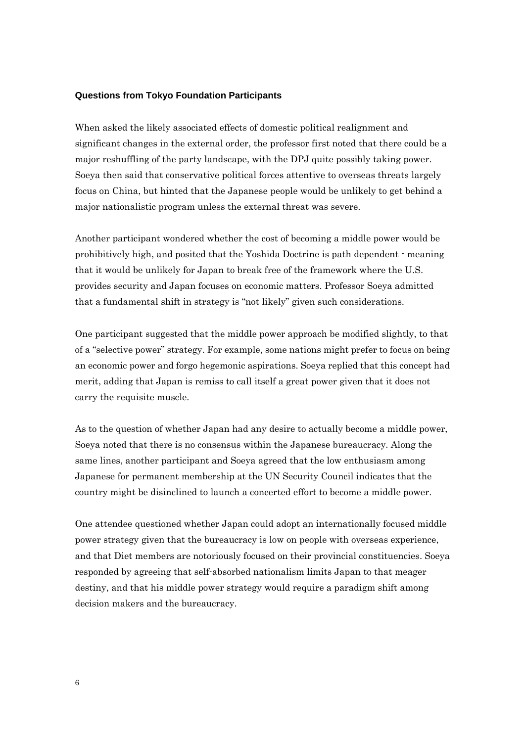### Questions from Tokyo Foundation Participants

When asked the likely associated effects of domestic political realignment and significant changes in the external order, the professor first noted that there could be a major reshuffling of the party landscape, with the DPJ quite possibly taking power. Soeya then said that conservative political forces attentive to overseas threats largely focus on China, but hinted that the Japanese people would be unlikely to get behind a major nationalistic program unless the external threat was severe.

Another participant wondered whether the cost of becoming a middle power would be prohibitively high, and posited that the Yoshida Doctrine is path dependent - meaning that it would be unlikely for Japan to break free of the framework where the U.S. provides security and Japan focuses on economic matters. Professor Soeya admitted that a fundamental shift in strategy is "not likely" given such considerations.

One participant suggested that the middle power approach be modified slightly, to that of a "selective power" strategy. For example, some nations might prefer to focus on being an economic power and forgo hegemonic aspirations. Soeya replied that this concept had merit, adding that Japan is remiss to call itself a great power given that it does not carry the requisite muscle.

As to the question of whether Japan had any desire to actually become a middle power, Soeya noted that there is no consensus within the Japanese bureaucracy. Along the same lines, another participant and Soeya agreed that the low enthusiasm among Japanese for permanent membership at the UN Security Council indicates that the country might be disinclined to launch a concerted effort to become a middle power.

One attendee questioned whether Japan could adopt an internationally focused middle power strategy given that the bureaucracy is low on people with overseas experience, and that Diet members are notoriously focused on their provincial constituencies. Soeya responded by agreeing that self-absorbed nationalism limits Japan to that meager destiny, and that his middle power strategy would require a paradigm shift among decision makers and the bureaucracy.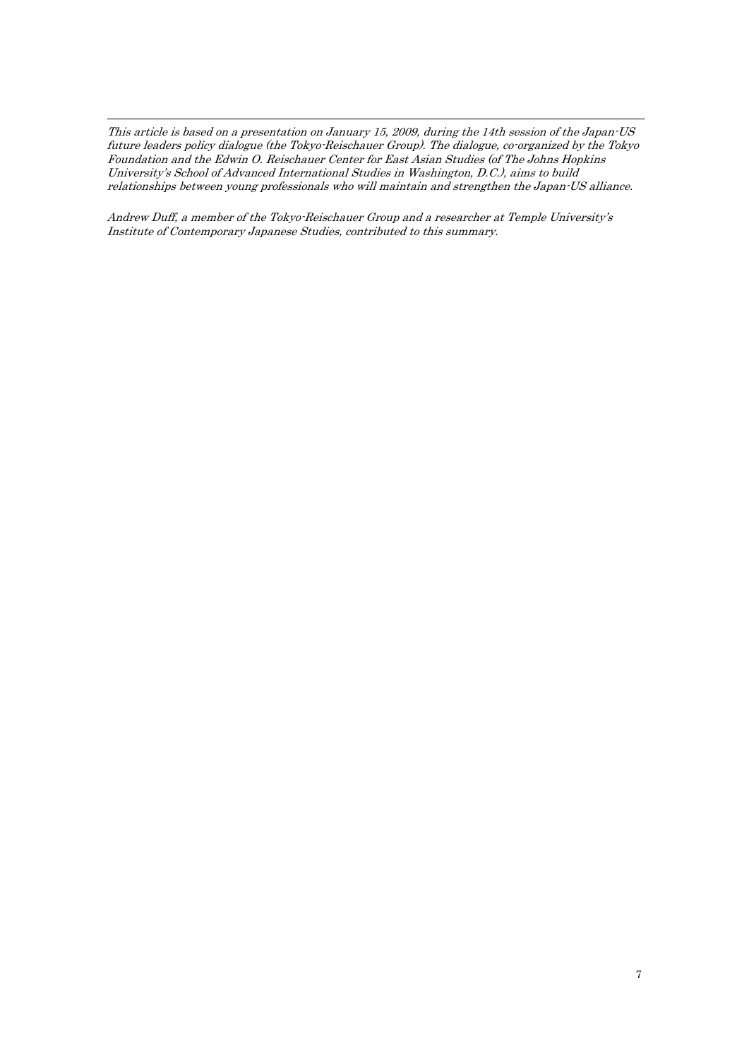*This article is based on a presentation on January 15, 2009, during the 14th session of the Japan-US future leaders policy dialogue (the Tokyo-Reischauer Group). The dialogue, co-organized by the Tokyo Foundation and the Edwin O. Reischauer Center for East Asian Studies (of The Johns Hopkins University's School of Advanced International Studies in Washington, D.C.), aims to build relationships between young professionals who will maintain and strengthen the Japan-US alliance.*

*Andrew Duff, a member of the Tokyo-Reischauer Group and a researcher at Temple University's Institute of Contemporary Japanese Studies, contributed to this summary.*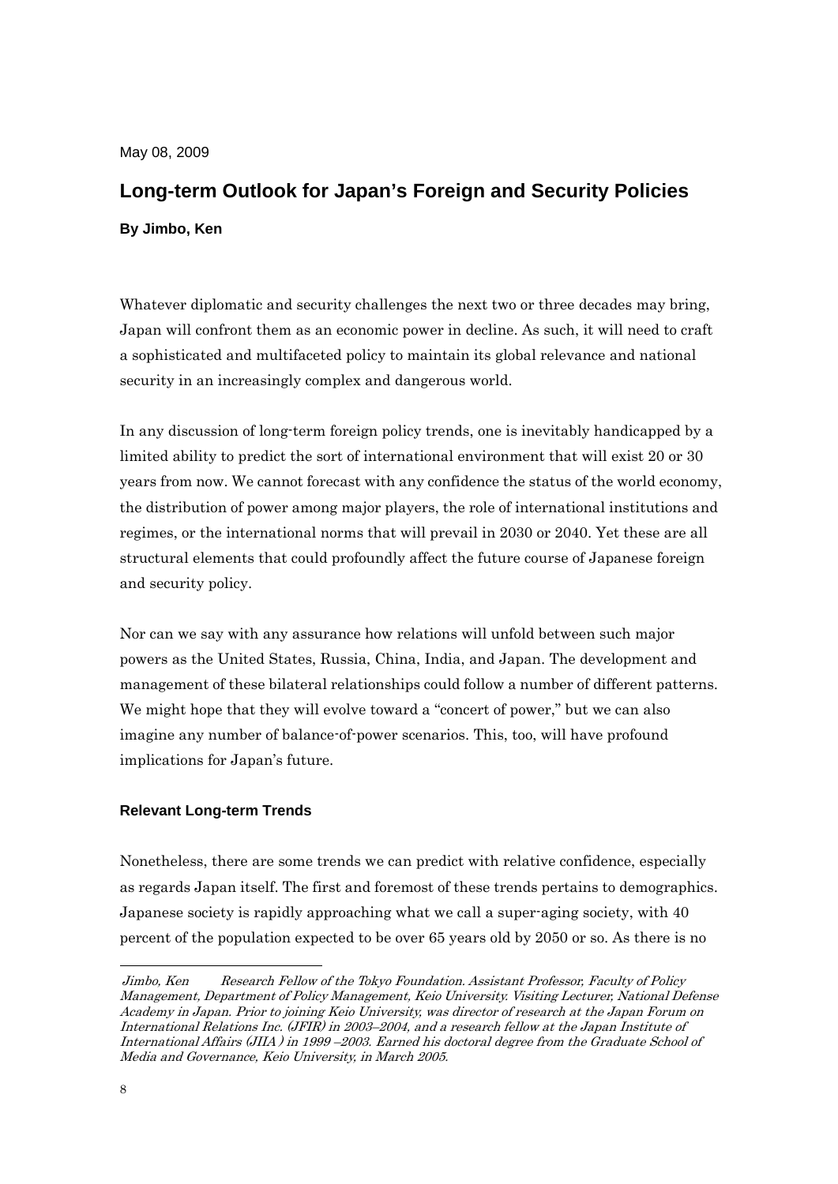May 08, 2009

## Long-term Outlook for Japan's Foreign and Security Policies

**By Jimbo, Ken**

Whatever diplomatic and security challenges the next two or three decades may bring, Japan will confront them as an economic power in decline. As such, it will need to craft a sophisticated and multifaceted policy to maintain its global relevance and national security in an increasingly complex and dangerous world.

In any discussion of long-term foreign policy trends, one is inevitably handicapped by a limited ability to predict the sort of international environment that will exist 20 or 30 years from now. We cannot forecast with any confidence the status of the world economy, the distribution of power among major players, the role of international institutions and regimes, or the international norms that will prevail in 2030 or 2040. Yet these are all structural elements that could profoundly affect the future course of Japanese foreign and security policy.

Nor can we say with any assurance how relations will unfold between such major powers as the United States, Russia, China, India, and Japan. The development and management of these bilateral relationships could follow a number of different patterns. We might hope that they will evolve toward a "concert of power," but we can also imagine any number of balance-of-power scenarios. This, too, will have profound implications for Japan's future.

### Relevant Long-term Trends

Nonetheless, there are some trends we can predict with relative confidence, especially as regards Japan itself. The first and foremost of these trends pertains to demographics. Japanese society is rapidly approaching what we call a super-aging society, with 40 percent of the population expected to be over 65 years old by 2050 or so. As there is no

---

*Jimbo, Ken  Research Fellow of the Tokyo Foundation. Assistant Professor, Faculty of Policy Management, Department of Policy Management, Keio University. Visiting Lecturer, National Defense Academy in Japan. Prior to joining Keio University, was director of research at the Japan Forum on International Relations Inc. (JFIR) in 2003–2004, and a research fellow at the Japan Institute of International Affairs (JIIA ) in 1999 –2003. Earned his doctoral degree from the Graduate School of Media and Governance, Keio University, in March 2005.*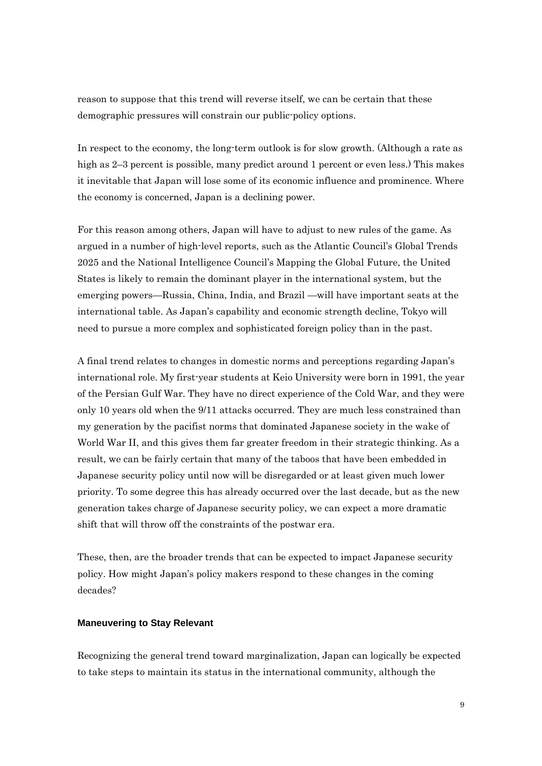reason to suppose that this trend will reverse itself, we can be certain that these demographic pressures will constrain our public-policy options.

In respect to the economy, the long-term outlook is for slow growth. (Although a rate as high as 2–3 percent is possible, many predict around 1 percent or even less.) This makes it inevitable that Japan will lose some of its economic influence and prominence. Where the economy is concerned, Japan is a declining power.

For this reason among others, Japan will have to adjust to new rules of the game. As argued in a number of high-level reports, such as the Atlantic Council's Global Trends 2025 and the National Intelligence Council's Mapping the Global Future, the United States is likely to remain the dominant player in the international system, but the emerging powers—Russia, China, India, and Brazil —will have important seats at the international table. As Japan's capability and economic strength decline, Tokyo will need to pursue a more complex and sophisticated foreign policy than in the past.

A final trend relates to changes in domestic norms and perceptions regarding Japan's international role. My first-year students at Keio University were born in 1991, the year of the Persian Gulf War. They have no direct experience of the Cold War, and they were only 10 years old when the 9/11 attacks occurred. They are much less constrained than my generation by the pacifist norms that dominated Japanese society in the wake of World War II, and this gives them far greater freedom in their strategic thinking. As a result, we can be fairly certain that many of the taboos that have been embedded in Japanese security policy until now will be disregarded or at least given much lower priority. To some degree this has already occurred over the last decade, but as the new generation takes charge of Japanese security policy, we can expect a more dramatic shift that will throw off the constraints of the postwar era.

These, then, are the broader trends that can be expected to impact Japanese security policy. How might Japan's policy makers respond to these changes in the coming decades?

## Maneuvering to Stay Relevant

Recognizing the general trend toward marginalization, Japan can logically be expected to take steps to maintain its status in the international community, although the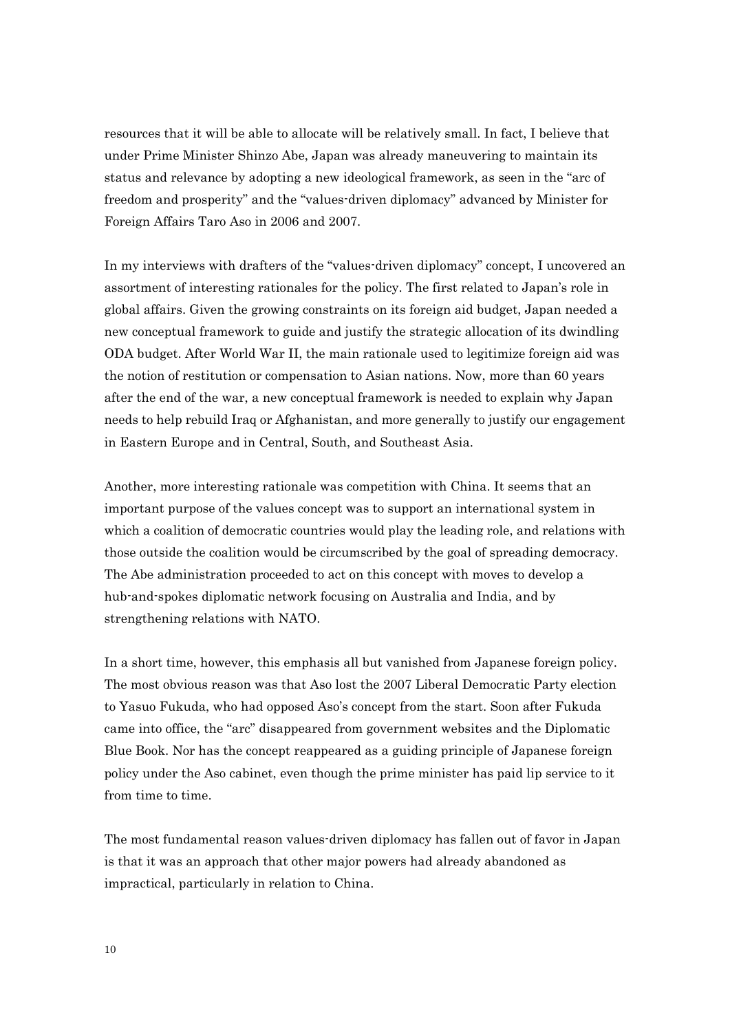resources that it will be able to allocate will be relatively small. In fact, I believe that under Prime Minister Shinzo Abe, Japan was already maneuvering to maintain its status and relevance by adopting a new ideological framework, as seen in the "arc of freedom and prosperity" and the "values-driven diplomacy" advanced by Minister for Foreign Affairs Taro Aso in 2006 and 2007.

In my interviews with drafters of the "values-driven diplomacy" concept, I uncovered an assortment of interesting rationales for the policy. The first related to Japan's role in global affairs. Given the growing constraints on its foreign aid budget, Japan needed a new conceptual framework to guide and justify the strategic allocation of its dwindling ODA budget. After World War II, the main rationale used to legitimize foreign aid was the notion of restitution or compensation to Asian nations. Now, more than 60 years after the end of the war, a new conceptual framework is needed to explain why Japan needs to help rebuild Iraq or Afghanistan, and more generally to justify our engagement in Eastern Europe and in Central, South, and Southeast Asia.

Another, more interesting rationale was competition with China. It seems that an important purpose of the values concept was to support an international system in which a coalition of democratic countries would play the leading role, and relations with those outside the coalition would be circumscribed by the goal of spreading democracy. The Abe administration proceeded to act on this concept with moves to develop a hub-and-spokes diplomatic network focusing on Australia and India, and by strengthening relations with NATO.

In a short time, however, this emphasis all but vanished from Japanese foreign policy. The most obvious reason was that Aso lost the 2007 Liberal Democratic Party election to Yasuo Fukuda, who had opposed Aso's concept from the start. Soon after Fukuda came into office, the "arc" disappeared from government websites and the Diplomatic Blue Book. Nor has the concept reappeared as a guiding principle of Japanese foreign policy under the Aso cabinet, even though the prime minister has paid lip service to it from time to time.

The most fundamental reason values-driven diplomacy has fallen out of favor in Japan is that it was an approach that other major powers had already abandoned as impractical, particularly in relation to China.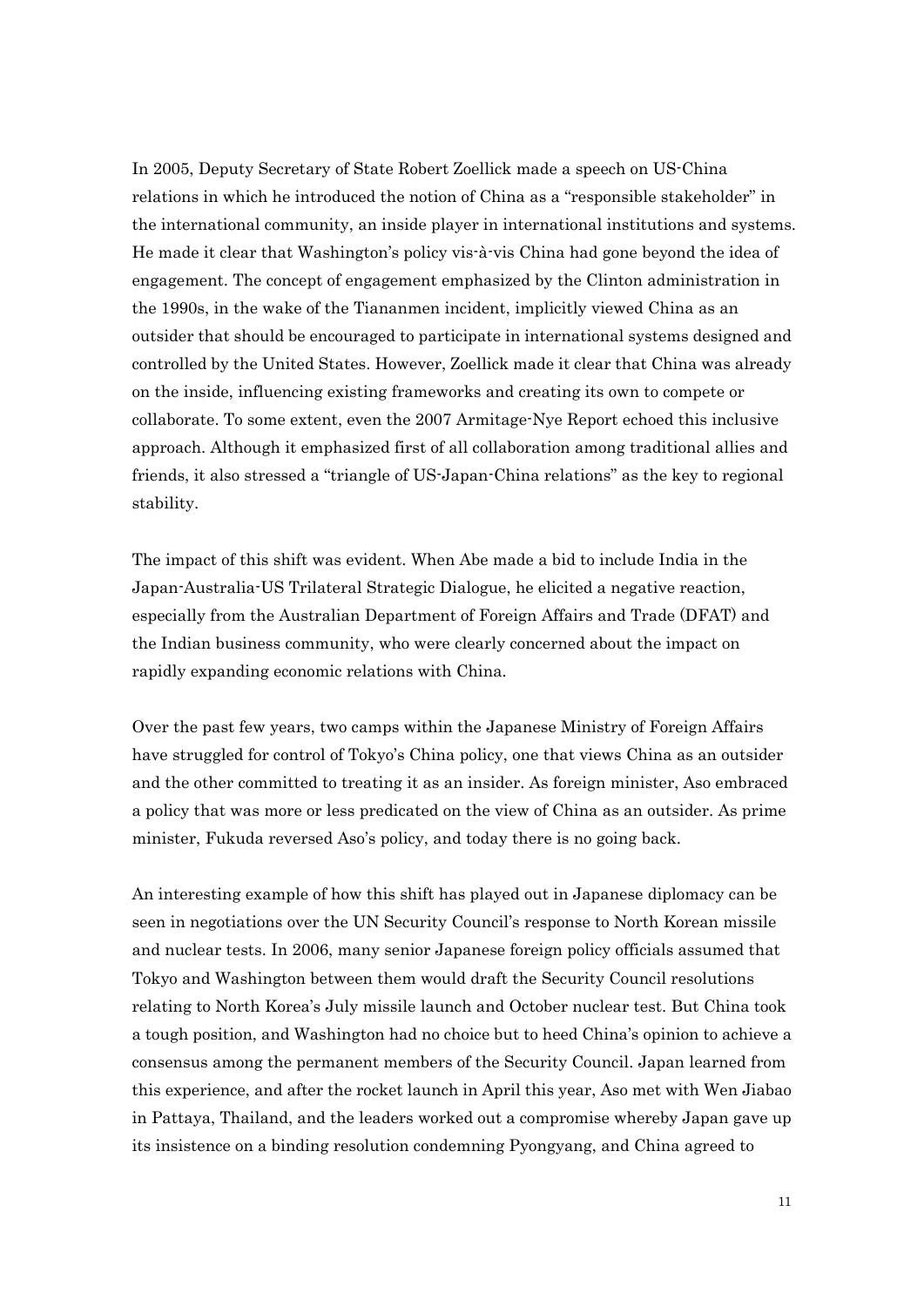In 2005, Deputy Secretary of State Robert Zoellick made a speech on US-China relations in which he introduced the notion of China as a "responsible stakeholder" in the international community, an inside player in international institutions and systems. He made it clear that Washington's policy vis-à-vis China had gone beyond the idea of engagement. The concept of engagement emphasized by the Clinton administration in the 1990s, in the wake of the Tiananmen incident, implicitly viewed China as an outsider that should be encouraged to participate in international systems designed and controlled by the United States. However, Zoellick made it clear that China was already on the inside, influencing existing frameworks and creating its own to compete or collaborate. To some extent, even the 2007 Armitage-Nye Report echoed this inclusive approach. Although it emphasized first of all collaboration among traditional allies and friends, it also stressed a "triangle of US-Japan-China relations" as the key to regional stability.

The impact of this shift was evident. When Abe made a bid to include India in the Japan-Australia-US Trilateral Strategic Dialogue, he elicited a negative reaction, especially from the Australian Department of Foreign Affairs and Trade (DFAT) and the Indian business community, who were clearly concerned about the impact on rapidly expanding economic relations with China.

Over the past few years, two camps within the Japanese Ministry of Foreign Affairs have struggled for control of Tokyo's China policy, one that views China as an outsider and the other committed to treating it as an insider. As foreign minister, Aso embraced a policy that was more or less predicated on the view of China as an outsider. As prime minister, Fukuda reversed Aso's policy, and today there is no going back.

An interesting example of how this shift has played out in Japanese diplomacy can be seen in negotiations over the UN Security Council's response to North Korean missile and nuclear tests. In 2006, many senior Japanese foreign policy officials assumed that Tokyo and Washington between them would draft the Security Council resolutions relating to North Korea's July missile launch and October nuclear test. But China took a tough position, and Washington had no choice but to heed China's opinion to achieve a consensus among the permanent members of the Security Council. Japan learned from this experience, and after the rocket launch in April this year, Aso met with Wen Jiabao in Pattaya, Thailand, and the leaders worked out a compromise whereby Japan gave up its insistence on a binding resolution condemning Pyongyang, and China agreed to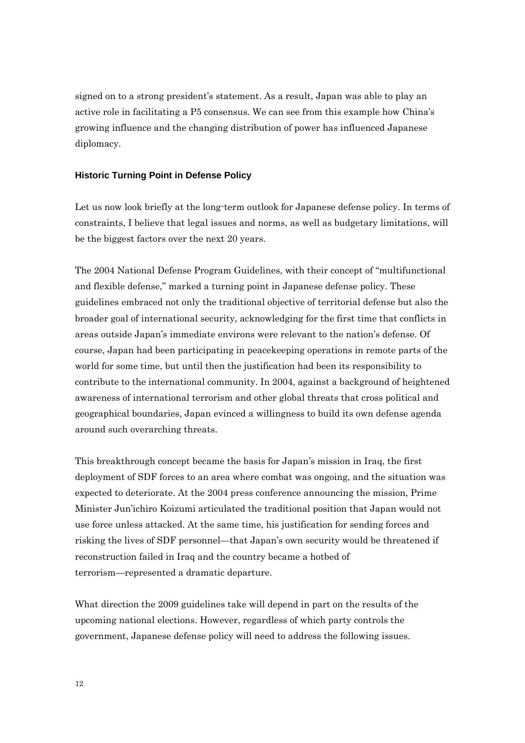signed on to a strong president's statement. As a result, Japan was able to play an active role in facilitating a P5 consensus. We can see from this example how China's growing influence and the changing distribution of power has influenced Japanese diplomacy.

### Historic Turning Point in Defense Policy

Let us now look briefly at the long-term outlook for Japanese defense policy. In terms of constraints, I believe that legal issues and norms, as well as budgetary limitations, will be the biggest factors over the next 20 years.

The 2004 National Defense Program Guidelines, with their concept of "multifunctional and flexible defense," marked a turning point in Japanese defense policy. These guidelines embraced not only the traditional objective of territorial defense but also the broader goal of international security, acknowledging for the first time that conflicts in areas outside Japan's immediate environs were relevant to the nation's defense. Of course, Japan had been participating in peacekeeping operations in remote parts of the world for some time, but until then the justification had been its responsibility to contribute to the international community. In 2004, against a background of heightened awareness of international terrorism and other global threats that cross political and geographical boundaries, Japan evinced a willingness to build its own defense agenda around such overarching threats.

This breakthrough concept became the basis for Japan's mission in Iraq, the first deployment of SDF forces to an area where combat was ongoing, and the situation was expected to deteriorate. At the 2004 press conference announcing the mission, Prime Minister Jun'ichiro Koizumi articulated the traditional position that Japan would not use force unless attacked. At the same time, his justification for sending forces and risking the lives of SDF personnel—that Japan's own security would be threatened if reconstruction failed in Iraq and the country became a hotbed of terrorism—represented a dramatic departure.

What direction the 2009 guidelines take will depend in part on the results of the upcoming national elections. However, regardless of which party controls the government, Japanese defense policy will need to address the following issues.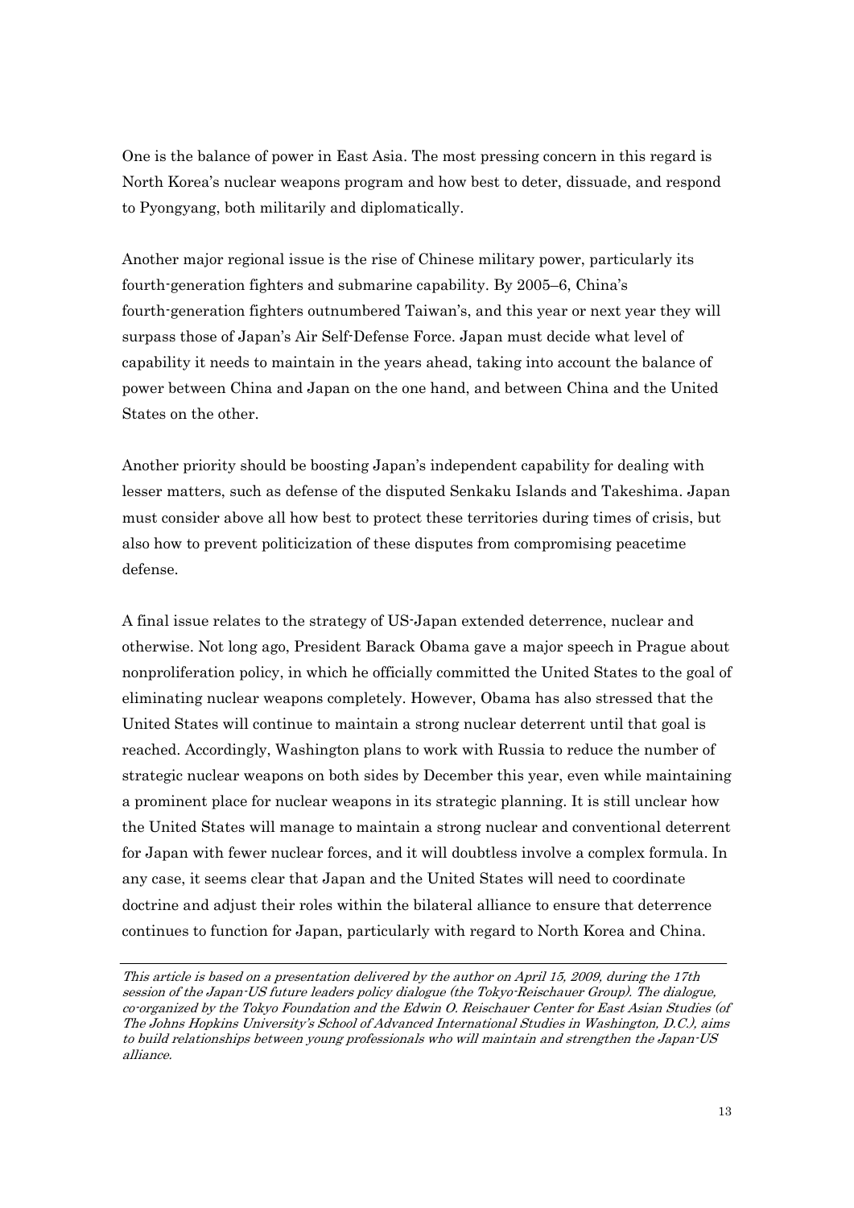One is the balance of power in East Asia. The most pressing concern in this regard is North Korea's nuclear weapons program and how best to deter, dissuade, and respond to Pyongyang, both militarily and diplomatically.

Another major regional issue is the rise of Chinese military power, particularly its fourth-generation fighters and submarine capability. By 2005–6, China's fourth-generation fighters outnumbered Taiwan's, and this year or next year they will surpass those of Japan's Air Self-Defense Force. Japan must decide what level of capability it needs to maintain in the years ahead, taking into account the balance of power between China and Japan on the one hand, and between China and the United States on the other.

Another priority should be boosting Japan's independent capability for dealing with lesser matters, such as defense of the disputed Senkaku Islands and Takeshima. Japan must consider above all how best to protect these territories during times of crisis, but also how to prevent politicization of these disputes from compromising peacetime defense.

A final issue relates to the strategy of US-Japan extended deterrence, nuclear and otherwise. Not long ago, President Barack Obama gave a major speech in Prague about nonproliferation policy, in which he officially committed the United States to the goal of eliminating nuclear weapons completely. However, Obama has also stressed that the United States will continue to maintain a strong nuclear deterrent until that goal is reached. Accordingly, Washington plans to work with Russia to reduce the number of strategic nuclear weapons on both sides by December this year, even while maintaining a prominent place for nuclear weapons in its strategic planning. It is still unclear how the United States will manage to maintain a strong nuclear and conventional deterrent for Japan with fewer nuclear forces, and it will doubtless involve a complex formula. In any case, it seems clear that Japan and the United States will need to coordinate doctrine and adjust their roles within the bilateral alliance to ensure that deterrence continues to function for Japan, particularly with regard to North Korea and China.

---

*This article is based on a presentation delivered by the author on April 15, 2009, during the 17th session of the Japan-US future leaders policy dialogue (the Tokyo-Reischauer Group). The dialogue, co-organized by the Tokyo Foundation and the Edwin O. Reischauer Center for East Asian Studies (of The Johns Hopkins University's School of Advanced International Studies in Washington, D.C.), aims to build relationships between young professionals who will maintain and strengthen the Japan-US alliance.*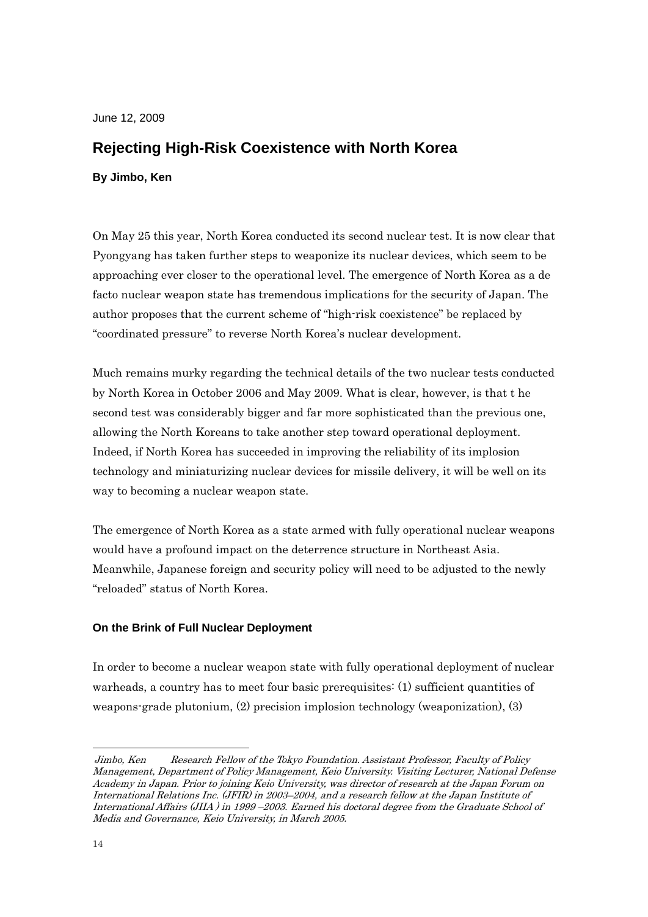June 12, 2009

# Rejecting High-Risk Coexistence with North Korea

**By Jimbo, Ken**

On May 25 this year, North Korea conducted its second nuclear test. It is now clear that Pyongyang has taken further steps to weaponize its nuclear devices, which seem to be approaching ever closer to the operational level. The emergence of North Korea as a de facto nuclear weapon state has tremendous implications for the security of Japan. The author proposes that the current scheme of "high-risk coexistence" be replaced by "coordinated pressure" to reverse North Korea's nuclear development.

Much remains murky regarding the technical details of the two nuclear tests conducted by North Korea in October 2006 and May 2009. What is clear, however, is that t he second test was considerably bigger and far more sophisticated than the previous one, allowing the North Koreans to take another step toward operational deployment. Indeed, if North Korea has succeeded in improving the reliability of its implosion technology and miniaturizing nuclear devices for missile delivery, it will be well on its way to becoming a nuclear weapon state.

The emergence of North Korea as a state armed with fully operational nuclear weapons would have a profound impact on the deterrence structure in Northeast Asia. Meanwhile, Japanese foreign and security policy will need to be adjusted to the newly "reloaded" status of North Korea.

### On the Brink of Full Nuclear Deployment

In order to become a nuclear weapon state with fully operational deployment of nuclear warheads, a country has to meet four basic prerequisites: (1) sufficient quantities of weapons-grade plutonium, (2) precision implosion technology (weaponization), (3)

---

*Jimbo, Ken Research Fellow of the Tokyo Foundation. Assistant Professor, Faculty of Policy Management, Department of Policy Management, Keio University. Visiting Lecturer, National Defense Academy in Japan. Prior to joining Keio University, was director of research at the Japan Forum on International Relations Inc. (JFIR) in 2003–2004, and a research fellow at the Japan Institute of International Affairs (JIIA) in 1999 –2003. Earned his doctoral degree from the Graduate School of Media and Governance, Keio University, in March 2005.*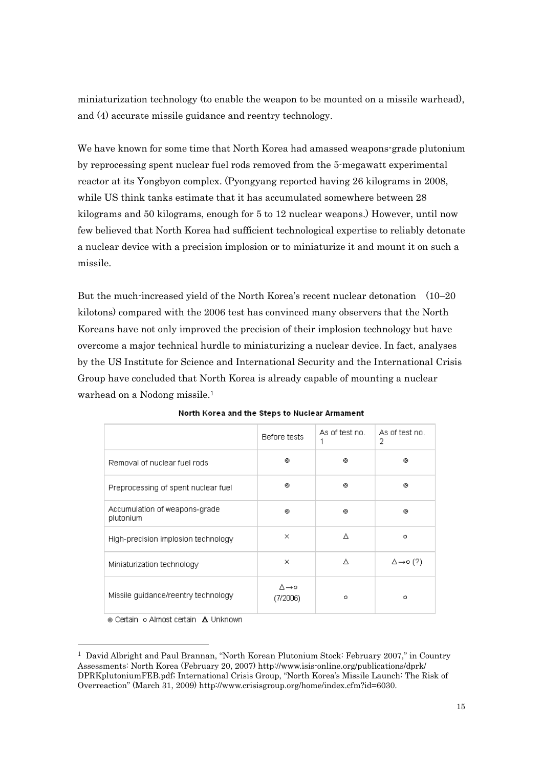miniaturization technology (to enable the weapon to be mounted on a missile warhead), and (4) accurate missile guidance and reentry technology.

We have known for some time that North Korea had amassed weapons-grade plutonium by reprocessing spent nuclear fuel rods removed from the 5-megawatt experimental reactor at its Yongbyon complex. (Pyongyang reported having 26 kilograms in 2008, while US think tanks estimate that it has accumulated somewhere between 28 kilograms and 50 kilograms, enough for 5 to 12 nuclear weapons.) However, until now few believed that North Korea had sufficient technological expertise to reliably detonate a nuclear device with a precision implosion or to miniaturize it and mount it on such a missile.

But the much-increased yield of the North Korea's recent nuclear detonation (10–20 kilotons) compared with the 2006 test has convinced many observers that the North Koreans have not only improved the precision of their implosion technology but have overcome a major technical hurdle to miniaturizing a nuclear device. In fact, analyses by the US Institute for Science and International Security and the International Crisis Group have concluded that North Korea is already capable of mounting a nuclear warhead on a Nodong missile.[1]

**North Korea and the Steps to Nuclear Armament**

| | Before tests | As of test no. 1 | As of test no. 2 |
|---|---|---|---|
| Removal of nuclear fuel rods | ◎ | ◎ | ◎ |
| Preprocessing of spent nuclear fuel | ◎ | ◎ | ◎ |
| Accumulation of weapons-grade plutonium | ◎ | ◎ | ◎ |
| High-precision implosion technology | × | △ | ○ |
| Miniaturization technology | × | △ | △→○ (?) |
| Missile guidance/reentry technology | △→○ (7/2006) | ○ | ○ |

◎ Certain ○ Almost certain △ Unknown

---

[1] David Albright and Paul Brannan, "North Korean Plutonium Stock: February 2007," in Country Assessments: North Korea (February 20, 2007) http://www.isis-online.org/publications/dprk/DPRKplutoniumFEB.pdf; International Crisis Group, "North Korea's Missile Launch: The Risk of Overreaction" (March 31, 2009) http://www.crisisgroup.org/home/index.cfm?id=6030.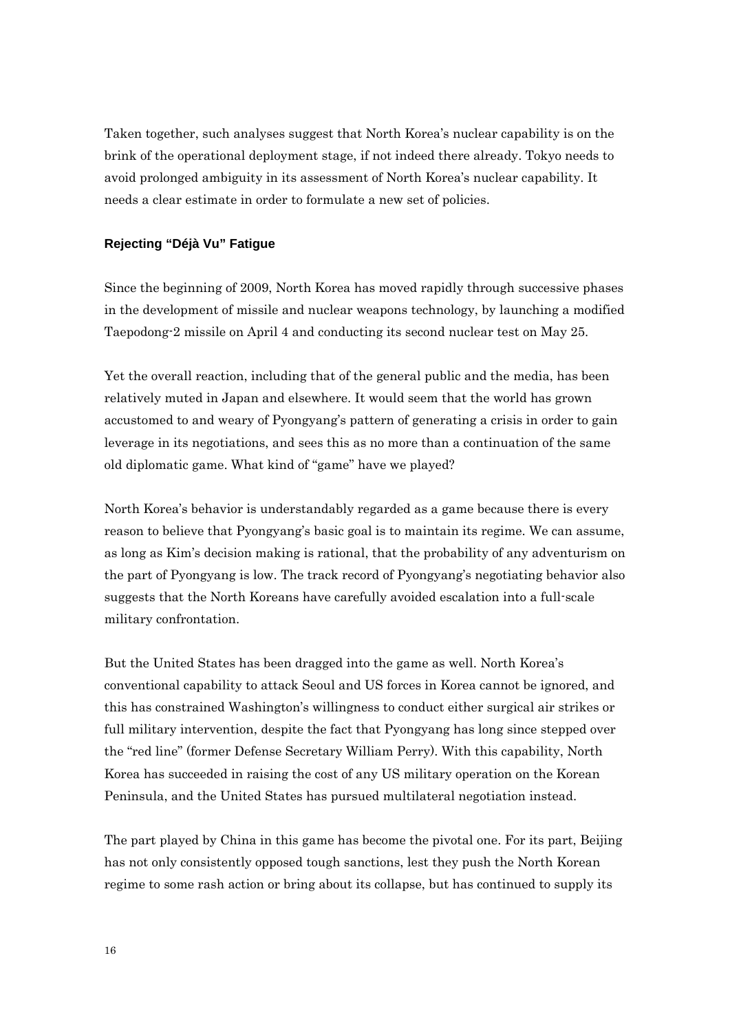Taken together, such analyses suggest that North Korea's nuclear capability is on the brink of the operational deployment stage, if not indeed there already. Tokyo needs to avoid prolonged ambiguity in its assessment of North Korea's nuclear capability. It needs a clear estimate in order to formulate a new set of policies.

### Rejecting "Déjà Vu" Fatigue

Since the beginning of 2009, North Korea has moved rapidly through successive phases in the development of missile and nuclear weapons technology, by launching a modified Taepodong-2 missile on April 4 and conducting its second nuclear test on May 25.

Yet the overall reaction, including that of the general public and the media, has been relatively muted in Japan and elsewhere. It would seem that the world has grown accustomed to and weary of Pyongyang's pattern of generating a crisis in order to gain leverage in its negotiations, and sees this as no more than a continuation of the same old diplomatic game. What kind of "game" have we played?

North Korea's behavior is understandably regarded as a game because there is every reason to believe that Pyongyang's basic goal is to maintain its regime. We can assume, as long as Kim's decision making is rational, that the probability of any adventurism on the part of Pyongyang is low. The track record of Pyongyang's negotiating behavior also suggests that the North Koreans have carefully avoided escalation into a full-scale military confrontation.

But the United States has been dragged into the game as well. North Korea's conventional capability to attack Seoul and US forces in Korea cannot be ignored, and this has constrained Washington's willingness to conduct either surgical air strikes or full military intervention, despite the fact that Pyongyang has long since stepped over the "red line" (former Defense Secretary William Perry). With this capability, North Korea has succeeded in raising the cost of any US military operation on the Korean Peninsula, and the United States has pursued multilateral negotiation instead.

The part played by China in this game has become the pivotal one. For its part, Beijing has not only consistently opposed tough sanctions, lest they push the North Korean regime to some rash action or bring about its collapse, but has continued to supply its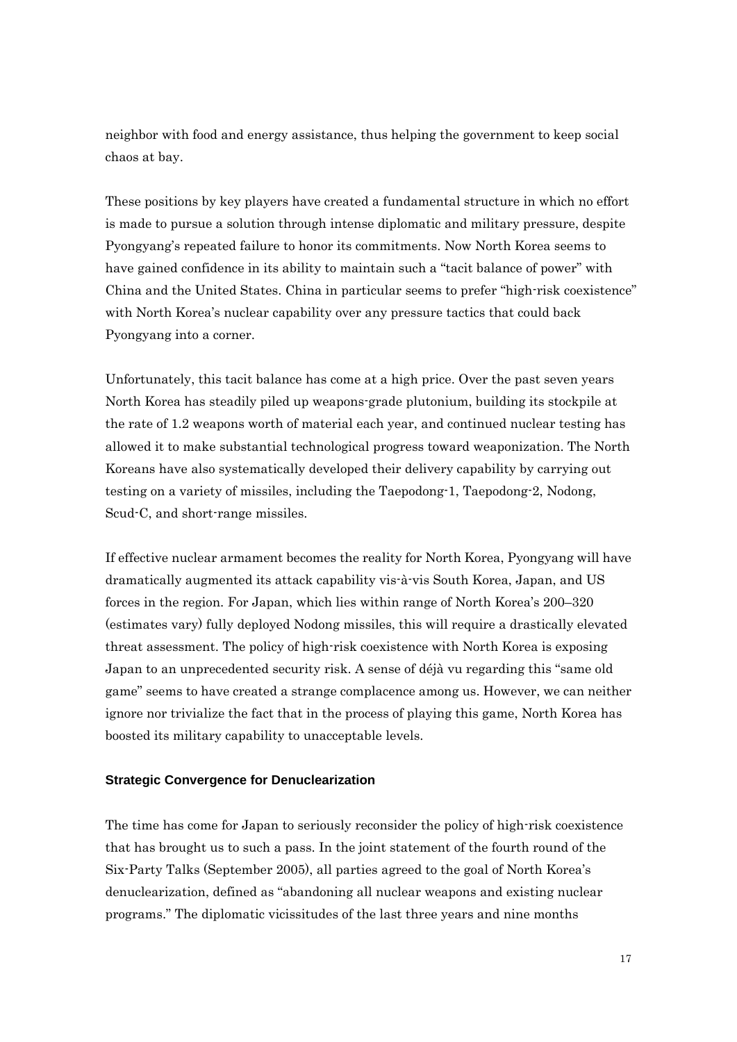neighbor with food and energy assistance, thus helping the government to keep social chaos at bay.

These positions by key players have created a fundamental structure in which no effort is made to pursue a solution through intense diplomatic and military pressure, despite Pyongyang's repeated failure to honor its commitments. Now North Korea seems to have gained confidence in its ability to maintain such a "tacit balance of power" with China and the United States. China in particular seems to prefer "high-risk coexistence" with North Korea's nuclear capability over any pressure tactics that could back Pyongyang into a corner.

Unfortunately, this tacit balance has come at a high price. Over the past seven years North Korea has steadily piled up weapons-grade plutonium, building its stockpile at the rate of 1.2 weapons worth of material each year, and continued nuclear testing has allowed it to make substantial technological progress toward weaponization. The North Koreans have also systematically developed their delivery capability by carrying out testing on a variety of missiles, including the Taepodong-1, Taepodong-2, Nodong, Scud-C, and short-range missiles.

If effective nuclear armament becomes the reality for North Korea, Pyongyang will have dramatically augmented its attack capability vis-à-vis South Korea, Japan, and US forces in the region. For Japan, which lies within range of North Korea's 200–320 (estimates vary) fully deployed Nodong missiles, this will require a drastically elevated threat assessment. The policy of high-risk coexistence with North Korea is exposing Japan to an unprecedented security risk. A sense of déjà vu regarding this "same old game" seems to have created a strange complacence among us. However, we can neither ignore nor trivialize the fact that in the process of playing this game, North Korea has boosted its military capability to unacceptable levels.

### Strategic Convergence for Denuclearization

The time has come for Japan to seriously reconsider the policy of high-risk coexistence that has brought us to such a pass. In the joint statement of the fourth round of the Six-Party Talks (September 2005), all parties agreed to the goal of North Korea's denuclearization, defined as "abandoning all nuclear weapons and existing nuclear programs." The diplomatic vicissitudes of the last three years and nine months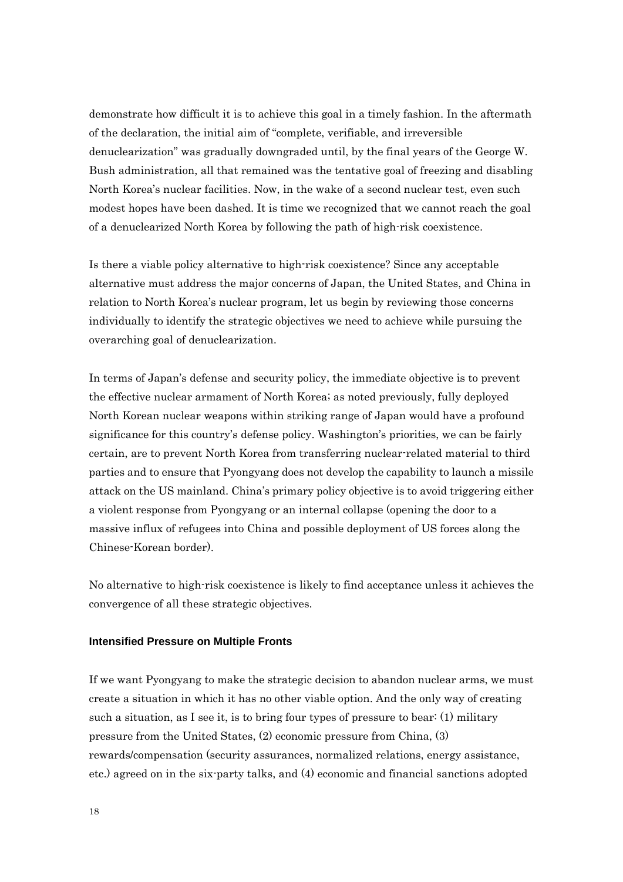demonstrate how difficult it is to achieve this goal in a timely fashion. In the aftermath of the declaration, the initial aim of "complete, verifiable, and irreversible denuclearization" was gradually downgraded until, by the final years of the George W. Bush administration, all that remained was the tentative goal of freezing and disabling North Korea's nuclear facilities. Now, in the wake of a second nuclear test, even such modest hopes have been dashed. It is time we recognized that we cannot reach the goal of a denuclearized North Korea by following the path of high-risk coexistence.

Is there a viable policy alternative to high-risk coexistence? Since any acceptable alternative must address the major concerns of Japan, the United States, and China in relation to North Korea's nuclear program, let us begin by reviewing those concerns individually to identify the strategic objectives we need to achieve while pursuing the overarching goal of denuclearization.

In terms of Japan's defense and security policy, the immediate objective is to prevent the effective nuclear armament of North Korea; as noted previously, fully deployed North Korean nuclear weapons within striking range of Japan would have a profound significance for this country's defense policy. Washington's priorities, we can be fairly certain, are to prevent North Korea from transferring nuclear-related material to third parties and to ensure that Pyongyang does not develop the capability to launch a missile attack on the US mainland. China's primary policy objective is to avoid triggering either a violent response from Pyongyang or an internal collapse (opening the door to a massive influx of refugees into China and possible deployment of US forces along the Chinese-Korean border).

No alternative to high-risk coexistence is likely to find acceptance unless it achieves the convergence of all these strategic objectives.

### Intensified Pressure on Multiple Fronts

If we want Pyongyang to make the strategic decision to abandon nuclear arms, we must create a situation in which it has no other viable option. And the only way of creating such a situation, as I see it, is to bring four types of pressure to bear: (1) military pressure from the United States, (2) economic pressure from China, (3) rewards/compensation (security assurances, normalized relations, energy assistance, etc.) agreed on in the six-party talks, and (4) economic and financial sanctions adopted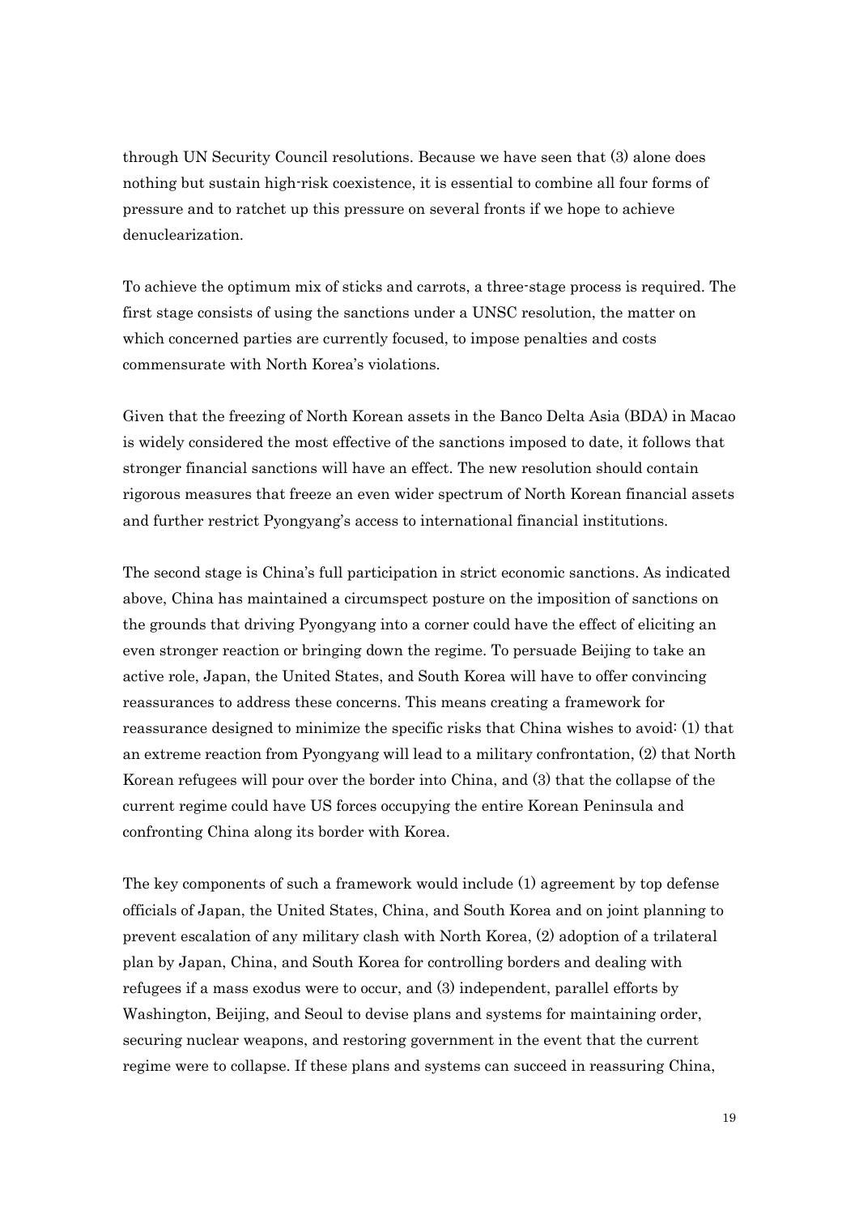through UN Security Council resolutions. Because we have seen that (3) alone does nothing but sustain high-risk coexistence, it is essential to combine all four forms of pressure and to ratchet up this pressure on several fronts if we hope to achieve denuclearization.

To achieve the optimum mix of sticks and carrots, a three-stage process is required. The first stage consists of using the sanctions under a UNSC resolution, the matter on which concerned parties are currently focused, to impose penalties and costs commensurate with North Korea's violations.

Given that the freezing of North Korean assets in the Banco Delta Asia (BDA) in Macao is widely considered the most effective of the sanctions imposed to date, it follows that stronger financial sanctions will have an effect. The new resolution should contain rigorous measures that freeze an even wider spectrum of North Korean financial assets and further restrict Pyongyang's access to international financial institutions.

The second stage is China's full participation in strict economic sanctions. As indicated above, China has maintained a circumspect posture on the imposition of sanctions on the grounds that driving Pyongyang into a corner could have the effect of eliciting an even stronger reaction or bringing down the regime. To persuade Beijing to take an active role, Japan, the United States, and South Korea will have to offer convincing reassurances to address these concerns. This means creating a framework for reassurance designed to minimize the specific risks that China wishes to avoid: (1) that an extreme reaction from Pyongyang will lead to a military confrontation, (2) that North Korean refugees will pour over the border into China, and (3) that the collapse of the current regime could have US forces occupying the entire Korean Peninsula and confronting China along its border with Korea.

The key components of such a framework would include (1) agreement by top defense officials of Japan, the United States, China, and South Korea and on joint planning to prevent escalation of any military clash with North Korea, (2) adoption of a trilateral plan by Japan, China, and South Korea for controlling borders and dealing with refugees if a mass exodus were to occur, and (3) independent, parallel efforts by Washington, Beijing, and Seoul to devise plans and systems for maintaining order, securing nuclear weapons, and restoring government in the event that the current regime were to collapse. If these plans and systems can succeed in reassuring China,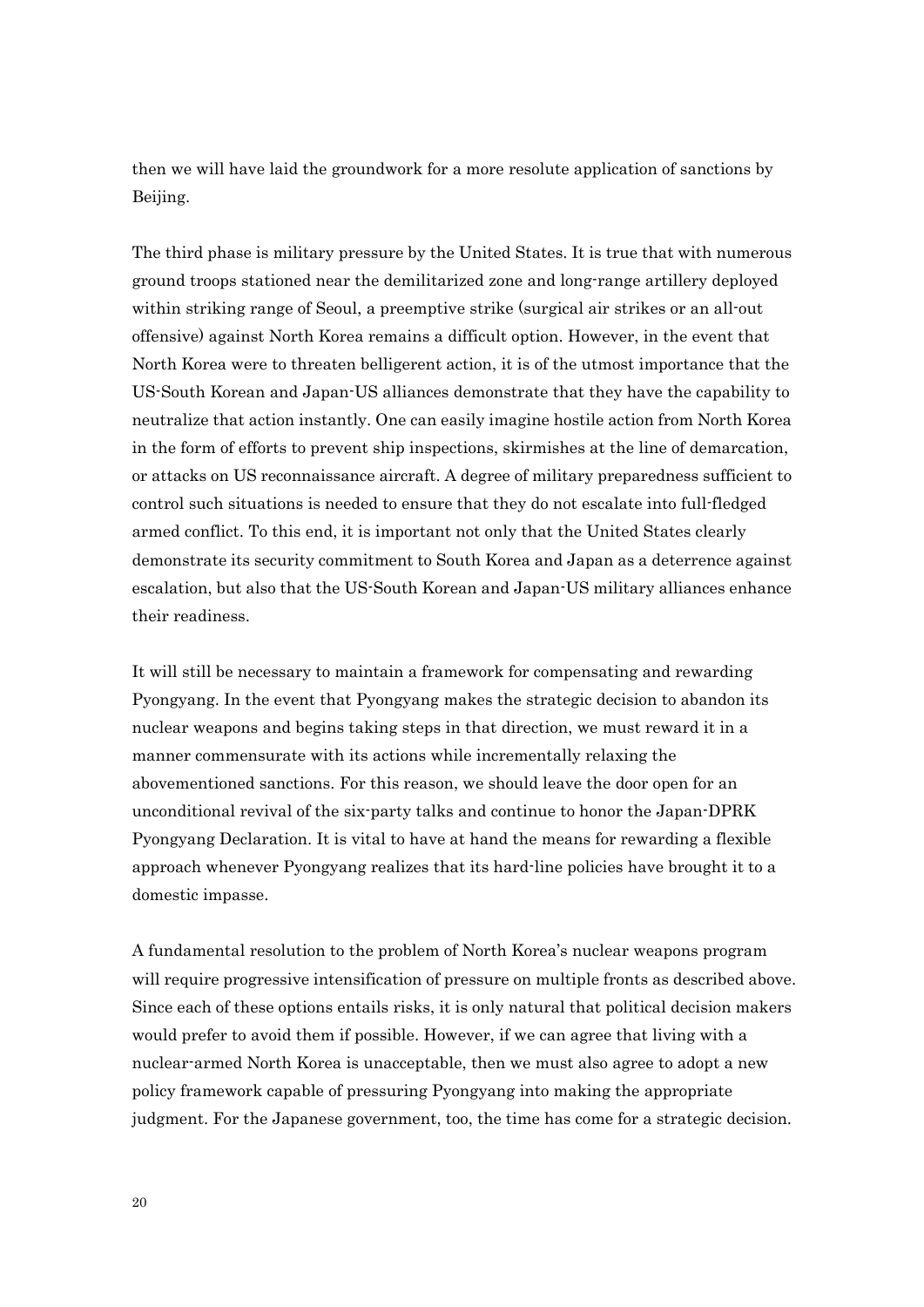then we will have laid the groundwork for a more resolute application of sanctions by Beijing.

The third phase is military pressure by the United States. It is true that with numerous ground troops stationed near the demilitarized zone and long-range artillery deployed within striking range of Seoul, a preemptive strike (surgical air strikes or an all-out offensive) against North Korea remains a difficult option. However, in the event that North Korea were to threaten belligerent action, it is of the utmost importance that the US-South Korean and Japan-US alliances demonstrate that they have the capability to neutralize that action instantly. One can easily imagine hostile action from North Korea in the form of efforts to prevent ship inspections, skirmishes at the line of demarcation, or attacks on US reconnaissance aircraft. A degree of military preparedness sufficient to control such situations is needed to ensure that they do not escalate into full-fledged armed conflict. To this end, it is important not only that the United States clearly demonstrate its security commitment to South Korea and Japan as a deterrence against escalation, but also that the US-South Korean and Japan-US military alliances enhance their readiness.

It will still be necessary to maintain a framework for compensating and rewarding Pyongyang. In the event that Pyongyang makes the strategic decision to abandon its nuclear weapons and begins taking steps in that direction, we must reward it in a manner commensurate with its actions while incrementally relaxing the abovementioned sanctions. For this reason, we should leave the door open for an unconditional revival of the six-party talks and continue to honor the Japan-DPRK Pyongyang Declaration. It is vital to have at hand the means for rewarding a flexible approach whenever Pyongyang realizes that its hard-line policies have brought it to a domestic impasse.

A fundamental resolution to the problem of North Korea's nuclear weapons program will require progressive intensification of pressure on multiple fronts as described above. Since each of these options entails risks, it is only natural that political decision makers would prefer to avoid them if possible. However, if we can agree that living with a nuclear-armed North Korea is unacceptable, then we must also agree to adopt a new policy framework capable of pressuring Pyongyang into making the appropriate judgment. For the Japanese government, too, the time has come for a strategic decision.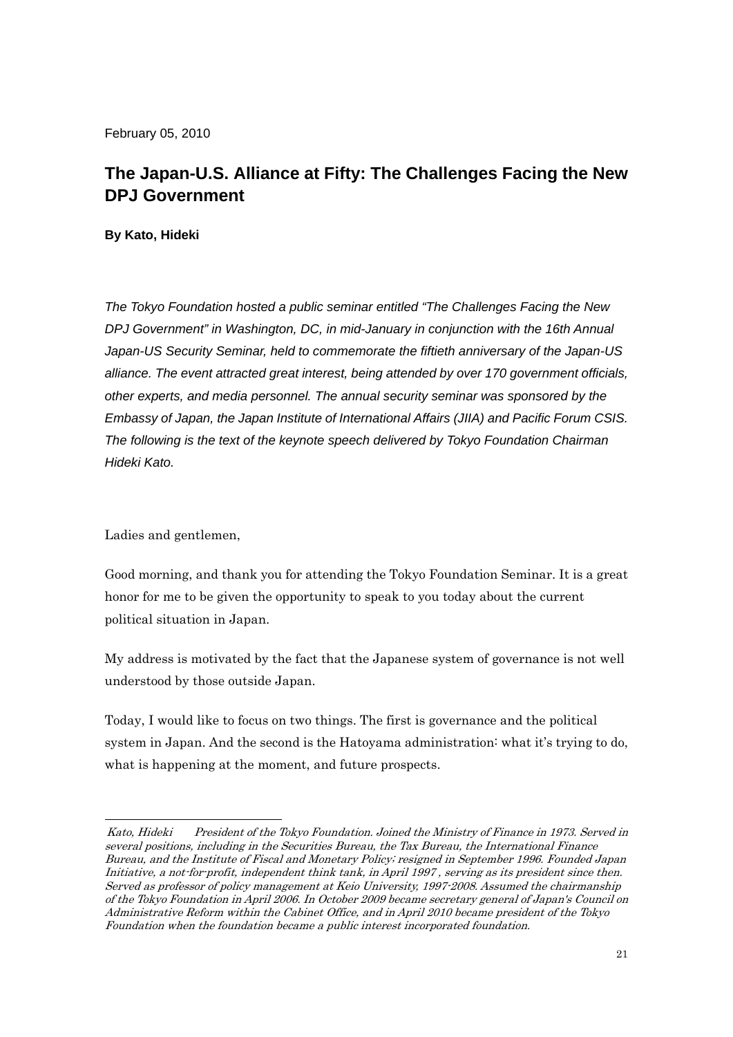February 05, 2010

# The Japan-U.S. Alliance at Fifty: The Challenges Facing the New DPJ Government

**By Kato, Hideki**

*The Tokyo Foundation hosted a public seminar entitled "The Challenges Facing the New DPJ Government" in Washington, DC, in mid-January in conjunction with the 16th Annual Japan-US Security Seminar, held to commemorate the fiftieth anniversary of the Japan-US alliance. The event attracted great interest, being attended by over 170 government officials, other experts, and media personnel. The annual security seminar was sponsored by the Embassy of Japan, the Japan Institute of International Affairs (JIIA) and Pacific Forum CSIS. The following is the text of the keynote speech delivered by Tokyo Foundation Chairman Hideki Kato.*

Ladies and gentlemen,

Good morning, and thank you for attending the Tokyo Foundation Seminar. It is a great honor for me to be given the opportunity to speak to you today about the current political situation in Japan.

My address is motivated by the fact that the Japanese system of governance is not well understood by those outside Japan.

Today, I would like to focus on two things. The first is governance and the political system in Japan. And the second is the Hatoyama administration: what it's trying to do, what is happening at the moment, and future prospects.

---

*Kato, Hideki President of the Tokyo Foundation. Joined the Ministry of Finance in 1973. Served in several positions, including in the Securities Bureau, the Tax Bureau, the International Finance Bureau, and the Institute of Fiscal and Monetary Policy; resigned in September 1996. Founded Japan Initiative, a not-for-profit, independent think tank, in April 1997 , serving as its president since then. Served as professor of policy management at Keio University, 1997-2008. Assumed the chairmanship of the Tokyo Foundation in April 2006. In October 2009 became secretary general of Japan's Council on Administrative Reform within the Cabinet Office, and in April 2010 became president of the Tokyo Foundation when the foundation became a public interest incorporated foundation.*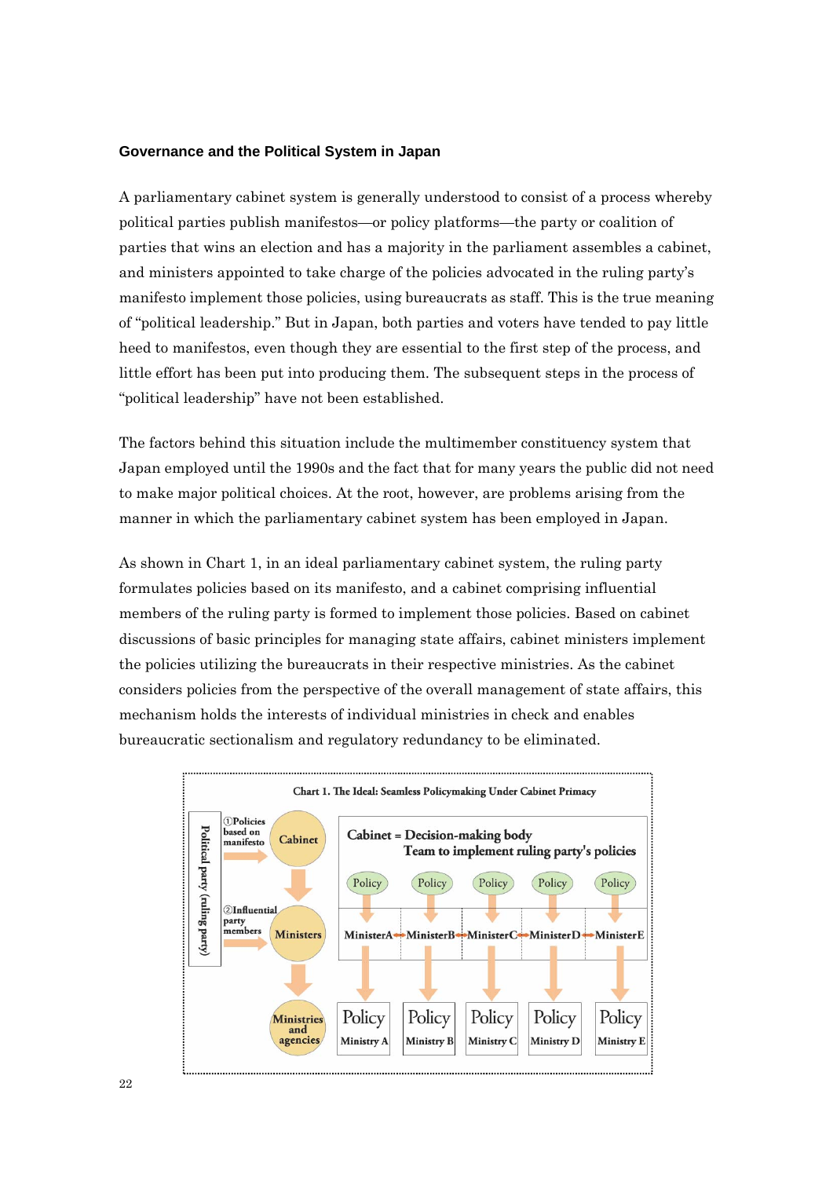### Governance and the Political System in Japan

A parliamentary cabinet system is generally understood to consist of a process whereby political parties publish manifestos—or policy platforms—the party or coalition of parties that wins an election and has a majority in the parliament assembles a cabinet, and ministers appointed to take charge of the policies advocated in the ruling party's manifesto implement those policies, using bureaucrats as staff. This is the true meaning of "political leadership." But in Japan, both parties and voters have tended to pay little heed to manifestos, even though they are essential to the first step of the process, and little effort has been put into producing them. The subsequent steps in the process of "political leadership" have not been established.

The factors behind this situation include the multimember constituency system that Japan employed until the 1990s and the fact that for many years the public did not need to make major political choices. At the root, however, are problems arising from the manner in which the parliamentary cabinet system has been employed in Japan.

As shown in Chart 1, in an ideal parliamentary cabinet system, the ruling party formulates policies based on its manifesto, and a cabinet comprising influential members of the ruling party is formed to implement those policies. Based on cabinet discussions of basic principles for managing state affairs, cabinet ministers implement the policies utilizing the bureaucrats in their respective ministries. As the cabinet considers policies from the perspective of the overall management of state affairs, this mechanism holds the interests of individual ministries in check and enables bureaucratic sectionalism and regulatory redundancy to be eliminated.

Chart 1. The Ideal: Seamless Policymaking Under Cabinet Primacy

Political party (ruling party)

①Policies based on manifesto

Cabinet

②Influential party members

Ministers

Ministries and agencies

Cabinet = Decision-making body
Team to implement ruling party's policies

Policy Policy Policy Policy Policy

MinisterA MinisterB MinisterC MinisterD MinisterE

Policy Ministry A
Policy Ministry B
Policy Ministry C
Policy Ministry D
Policy Ministry E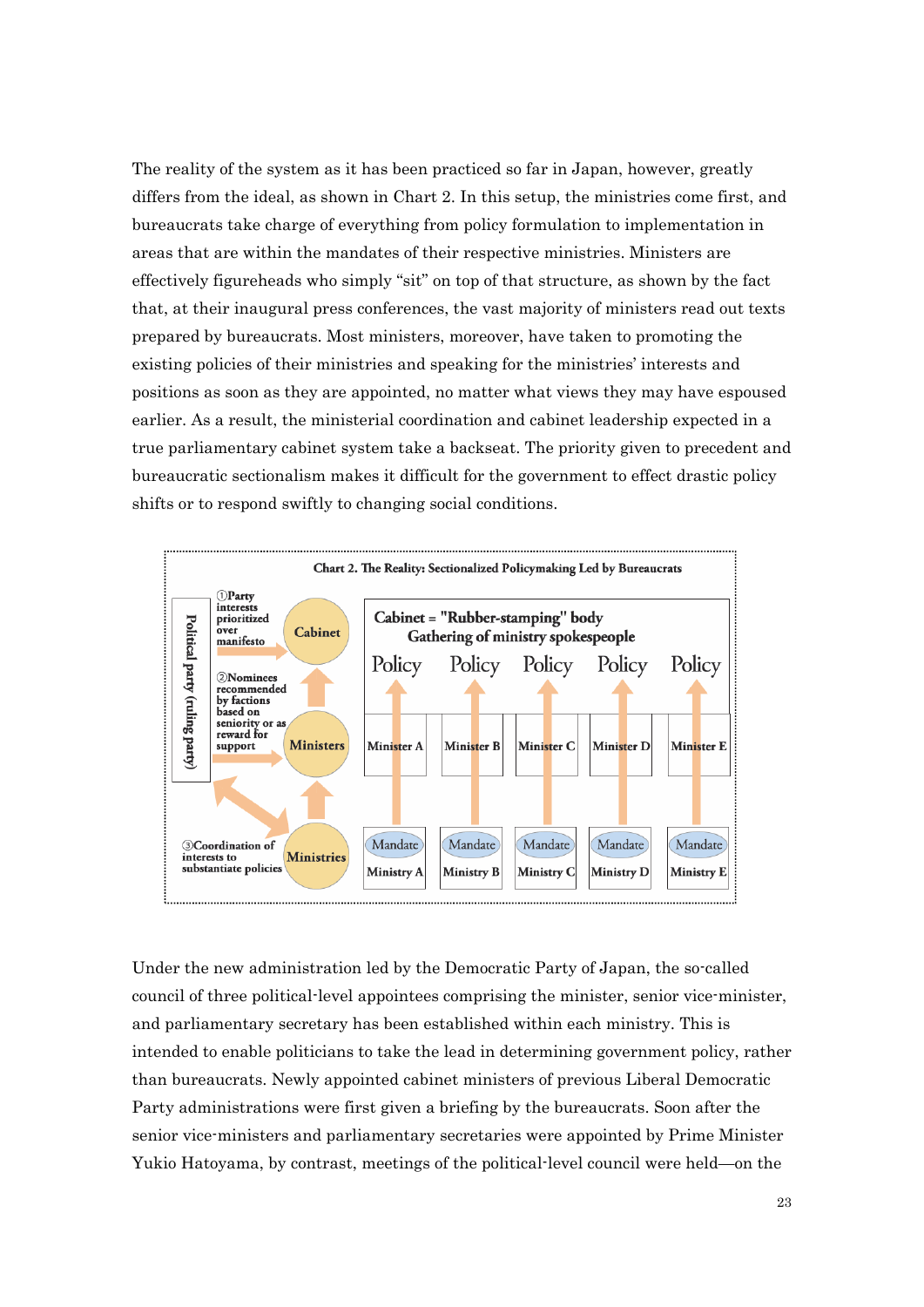The reality of the system as it has been practiced so far in Japan, however, greatly differs from the ideal, as shown in Chart 2. In this setup, the ministries come first, and bureaucrats take charge of everything from policy formulation to implementation in areas that are within the mandates of their respective ministries. Ministers are effectively figureheads who simply "sit" on top of that structure, as shown by the fact that, at their inaugural press conferences, the vast majority of ministers read out texts prepared by bureaucrats. Most ministers, moreover, have taken to promoting the existing policies of their ministries and speaking for the ministries' interests and positions as soon as they are appointed, no matter what views they may have espoused earlier. As a result, the ministerial coordination and cabinet leadership expected in a true parliamentary cabinet system take a backseat. The priority given to precedent and bureaucratic sectionalism makes it difficult for the government to effect drastic policy shifts or to respond swiftly to changing social conditions.

**Chart 2. The Reality: Sectionalized Policymaking Led by Bureaucrats**

- Political party (ruling party)
- ① Party interests prioritized over manifesto → Cabinet
- ② Nominees recommended by factions based on seniority or as reward for support → Ministers
- ③ Coordination of interests to substantiate policies ↔ Ministries
- Ministries → Ministers → Cabinet
- Cabinet = "Rubber-stamping" body; Gathering of ministry spokespeople

| Policy | Policy | Policy | Policy | Policy |
|---|---|---|---|---|
| Minister A | Minister B | Minister C | Minister D | Minister E |
| Mandate | Mandate | Mandate | Mandate | Mandate |
| Ministry A | Ministry B | Ministry C | Ministry D | Ministry E |

Under the new administration led by the Democratic Party of Japan, the so-called council of three political-level appointees comprising the minister, senior vice-minister, and parliamentary secretary has been established within each ministry. This is intended to enable politicians to take the lead in determining government policy, rather than bureaucrats. Newly appointed cabinet ministers of previous Liberal Democratic Party administrations were first given a briefing by the bureaucrats. Soon after the senior vice-ministers and parliamentary secretaries were appointed by Prime Minister Yukio Hatoyama, by contrast, meetings of the political-level council were held—on the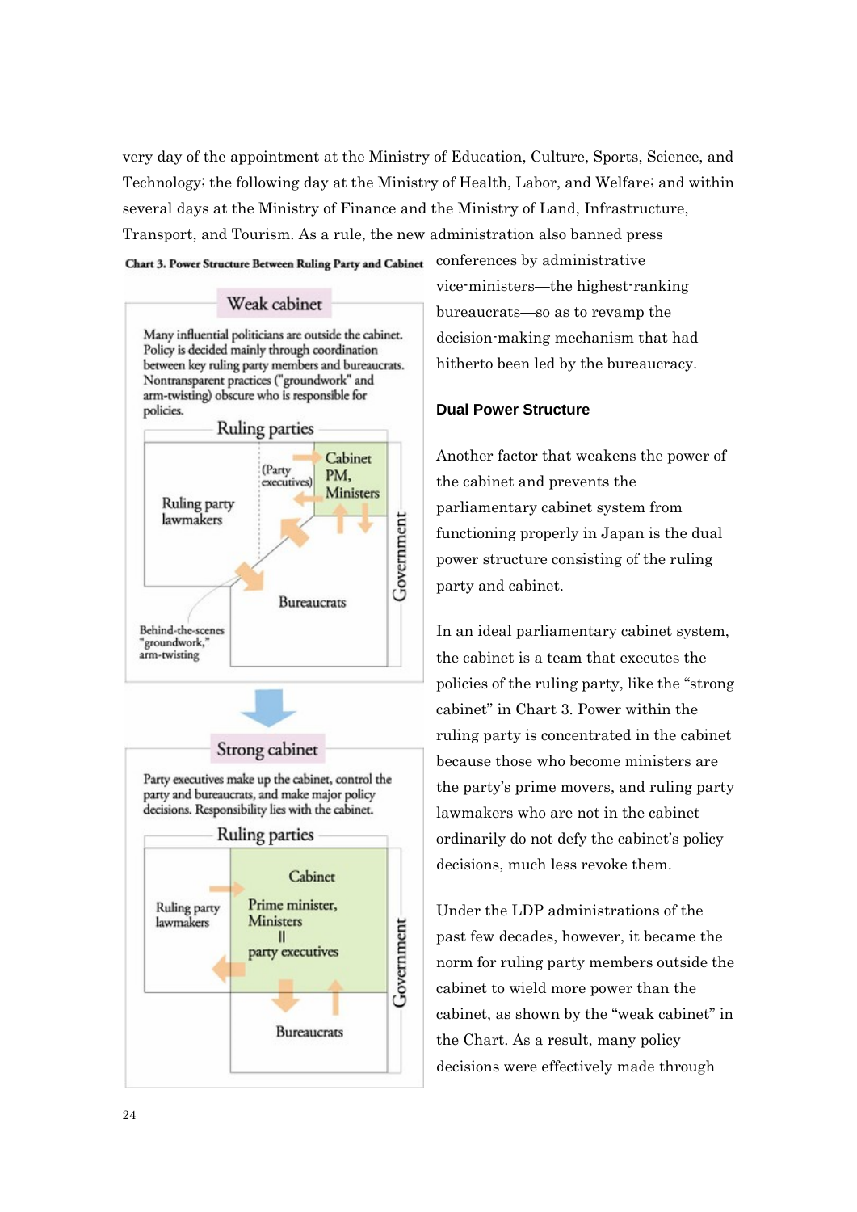very day of the appointment at the Ministry of Education, Culture, Sports, Science, and Technology; the following day at the Ministry of Health, Labor, and Welfare; and within several days at the Ministry of Finance and the Ministry of Land, Infrastructure, Transport, and Tourism. As a rule, the new administration also banned press conferences by administrative vice-ministers—the highest-ranking bureaucrats—so as to revamp the decision-making mechanism that had hitherto been led by the bureaucracy.

**Chart 3. Power Structure Between Ruling Party and Cabinet**

**Weak cabinet**

Many influential politicians are outside the cabinet. Policy is decided mainly through coordination between key ruling party members and bureaucrats. Nontransparent practices ("groundwork" and arm-twisting) obscure who is responsible for policies.

Ruling parties — Ruling party lawmakers; (Party executives); Cabinet PM, Ministers; Bureaucrats; Government; Behind-the-scenes "groundwork," arm-twisting

**Strong cabinet**

Party executives make up the cabinet, control the party and bureaucrats, and make major policy decisions. Responsibility lies with the cabinet.

Ruling parties — Ruling party lawmakers; Cabinet: Prime minister, Ministers || party executives; Bureaucrats; Government

### Dual Power Structure

Another factor that weakens the power of the cabinet and prevents the parliamentary cabinet system from functioning properly in Japan is the dual power structure consisting of the ruling party and cabinet.

In an ideal parliamentary cabinet system, the cabinet is a team that executes the policies of the ruling party, like the "strong cabinet" in Chart 3. Power within the ruling party is concentrated in the cabinet because those who become ministers are the party's prime movers, and ruling party lawmakers who are not in the cabinet ordinarily do not defy the cabinet's policy decisions, much less revoke them.

Under the LDP administrations of the past few decades, however, it became the norm for ruling party members outside the cabinet to wield more power than the cabinet, as shown by the "weak cabinet" in the Chart. As a result, many policy decisions were effectively made through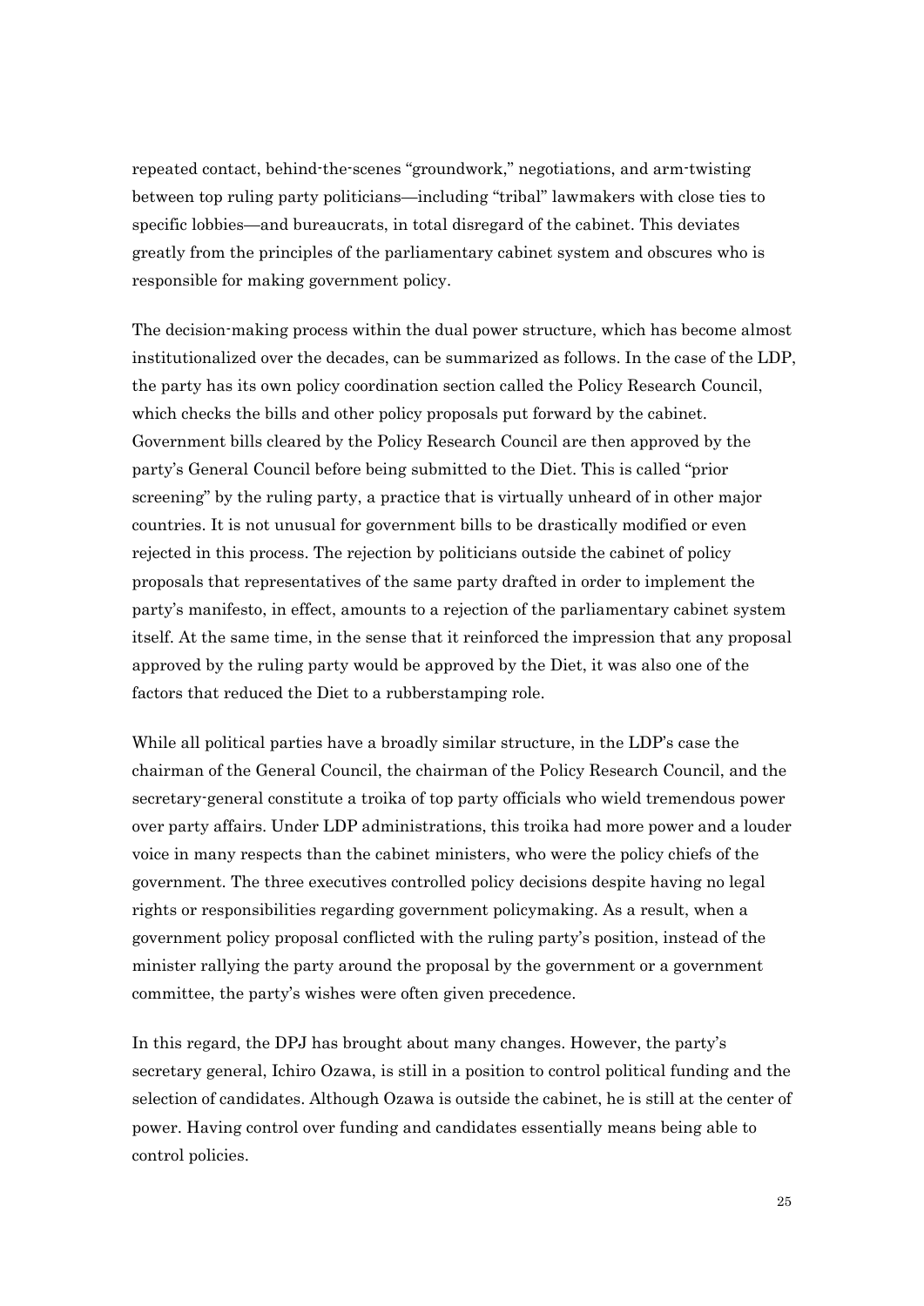repeated contact, behind-the-scenes "groundwork," negotiations, and arm-twisting between top ruling party politicians—including "tribal" lawmakers with close ties to specific lobbies—and bureaucrats, in total disregard of the cabinet. This deviates greatly from the principles of the parliamentary cabinet system and obscures who is responsible for making government policy.

The decision-making process within the dual power structure, which has become almost institutionalized over the decades, can be summarized as follows. In the case of the LDP, the party has its own policy coordination section called the Policy Research Council, which checks the bills and other policy proposals put forward by the cabinet. Government bills cleared by the Policy Research Council are then approved by the party's General Council before being submitted to the Diet. This is called "prior screening" by the ruling party, a practice that is virtually unheard of in other major countries. It is not unusual for government bills to be drastically modified or even rejected in this process. The rejection by politicians outside the cabinet of policy proposals that representatives of the same party drafted in order to implement the party's manifesto, in effect, amounts to a rejection of the parliamentary cabinet system itself. At the same time, in the sense that it reinforced the impression that any proposal approved by the ruling party would be approved by the Diet, it was also one of the factors that reduced the Diet to a rubberstamping role.

While all political parties have a broadly similar structure, in the LDP's case the chairman of the General Council, the chairman of the Policy Research Council, and the secretary-general constitute a troika of top party officials who wield tremendous power over party affairs. Under LDP administrations, this troika had more power and a louder voice in many respects than the cabinet ministers, who were the policy chiefs of the government. The three executives controlled policy decisions despite having no legal rights or responsibilities regarding government policymaking. As a result, when a government policy proposal conflicted with the ruling party's position, instead of the minister rallying the party around the proposal by the government or a government committee, the party's wishes were often given precedence.

In this regard, the DPJ has brought about many changes. However, the party's secretary general, Ichiro Ozawa, is still in a position to control political funding and the selection of candidates. Although Ozawa is outside the cabinet, he is still at the center of power. Having control over funding and candidates essentially means being able to control policies.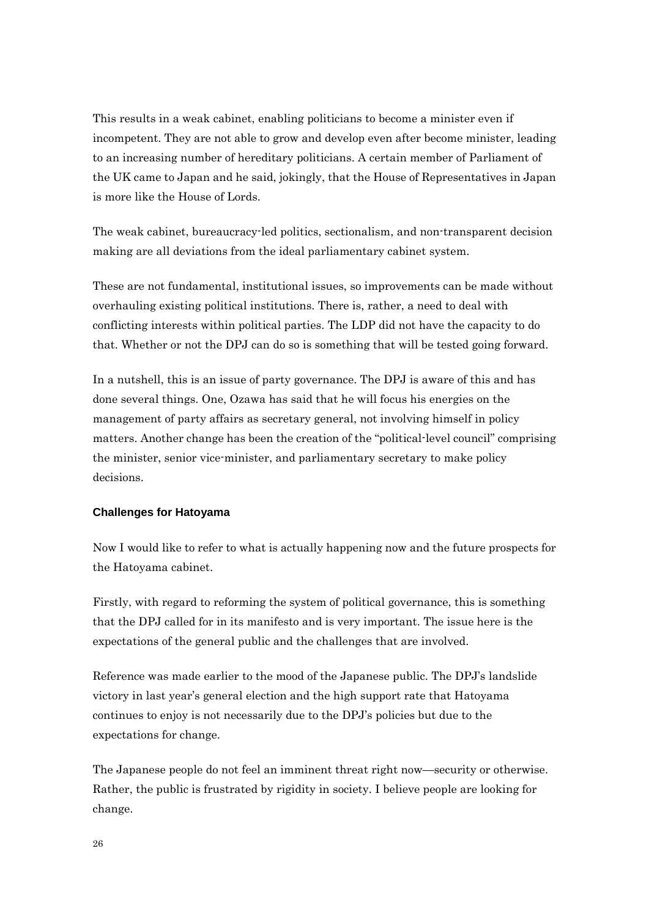This results in a weak cabinet, enabling politicians to become a minister even if incompetent. They are not able to grow and develop even after become minister, leading to an increasing number of hereditary politicians. A certain member of Parliament of the UK came to Japan and he said, jokingly, that the House of Representatives in Japan is more like the House of Lords.

The weak cabinet, bureaucracy-led politics, sectionalism, and non-transparent decision making are all deviations from the ideal parliamentary cabinet system.

These are not fundamental, institutional issues, so improvements can be made without overhauling existing political institutions. There is, rather, a need to deal with conflicting interests within political parties. The LDP did not have the capacity to do that. Whether or not the DPJ can do so is something that will be tested going forward.

In a nutshell, this is an issue of party governance. The DPJ is aware of this and has done several things. One, Ozawa has said that he will focus his energies on the management of party affairs as secretary general, not involving himself in policy matters. Another change has been the creation of the "political-level council" comprising the minister, senior vice-minister, and parliamentary secretary to make policy decisions.

#### Challenges for Hatoyama

Now I would like to refer to what is actually happening now and the future prospects for the Hatoyama cabinet.

Firstly, with regard to reforming the system of political governance, this is something that the DPJ called for in its manifesto and is very important. The issue here is the expectations of the general public and the challenges that are involved.

Reference was made earlier to the mood of the Japanese public. The DPJ's landslide victory in last year's general election and the high support rate that Hatoyama continues to enjoy is not necessarily due to the DPJ's policies but due to the expectations for change.

The Japanese people do not feel an imminent threat right now—security or otherwise. Rather, the public is frustrated by rigidity in society. I believe people are looking for change.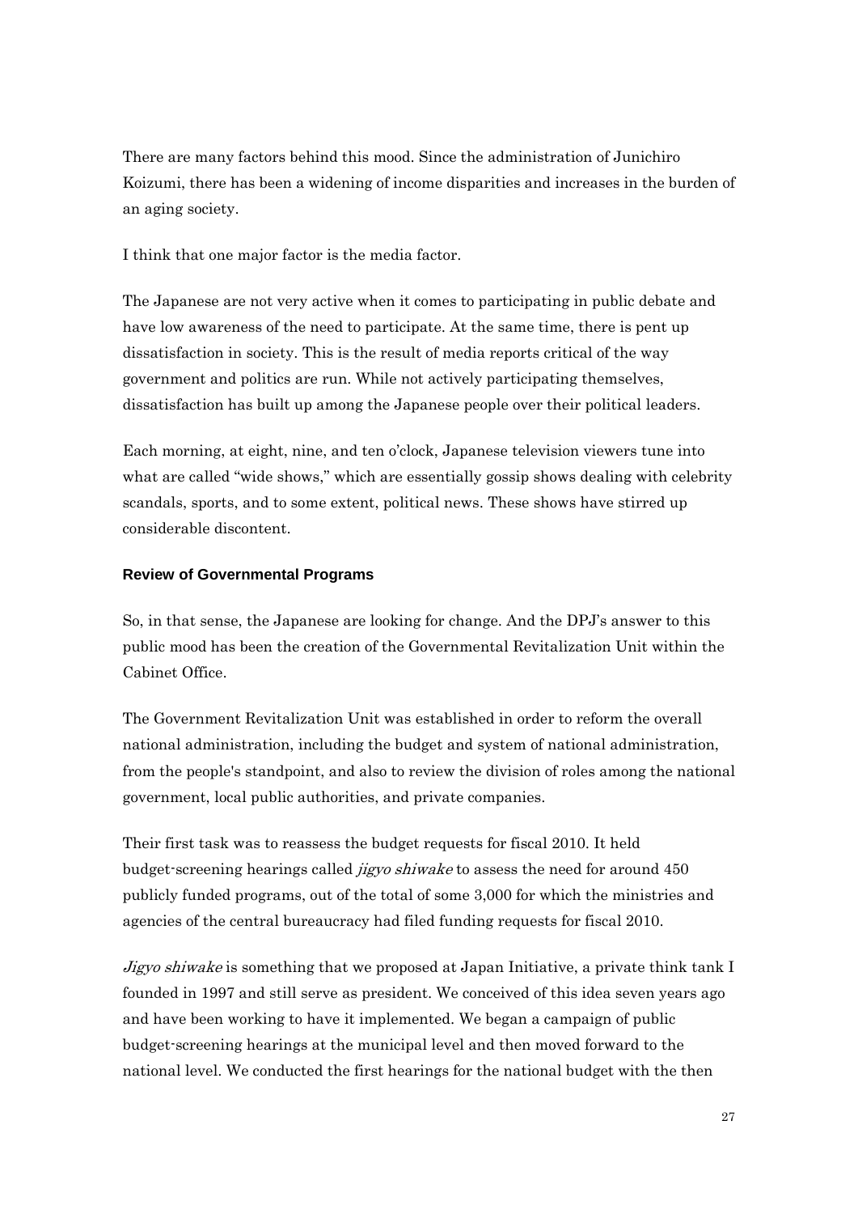There are many factors behind this mood. Since the administration of Junichiro Koizumi, there has been a widening of income disparities and increases in the burden of an aging society.

I think that one major factor is the media factor.

The Japanese are not very active when it comes to participating in public debate and have low awareness of the need to participate. At the same time, there is pent up dissatisfaction in society. This is the result of media reports critical of the way government and politics are run. While not actively participating themselves, dissatisfaction has built up among the Japanese people over their political leaders.

Each morning, at eight, nine, and ten o'clock, Japanese television viewers tune into what are called "wide shows," which are essentially gossip shows dealing with celebrity scandals, sports, and to some extent, political news. These shows have stirred up considerable discontent.

### Review of Governmental Programs

So, in that sense, the Japanese are looking for change. And the DPJ's answer to this public mood has been the creation of the Governmental Revitalization Unit within the Cabinet Office.

The Government Revitalization Unit was established in order to reform the overall national administration, including the budget and system of national administration, from the people's standpoint, and also to review the division of roles among the national government, local public authorities, and private companies.

Their first task was to reassess the budget requests for fiscal 2010. It held budget-screening hearings called *jigyo shiwake* to assess the need for around 450 publicly funded programs, out of the total of some 3,000 for which the ministries and agencies of the central bureaucracy had filed funding requests for fiscal 2010.

*Jigyo shiwake* is something that we proposed at Japan Initiative, a private think tank I founded in 1997 and still serve as president. We conceived of this idea seven years ago and have been working to have it implemented. We began a campaign of public budget-screening hearings at the municipal level and then moved forward to the national level. We conducted the first hearings for the national budget with the then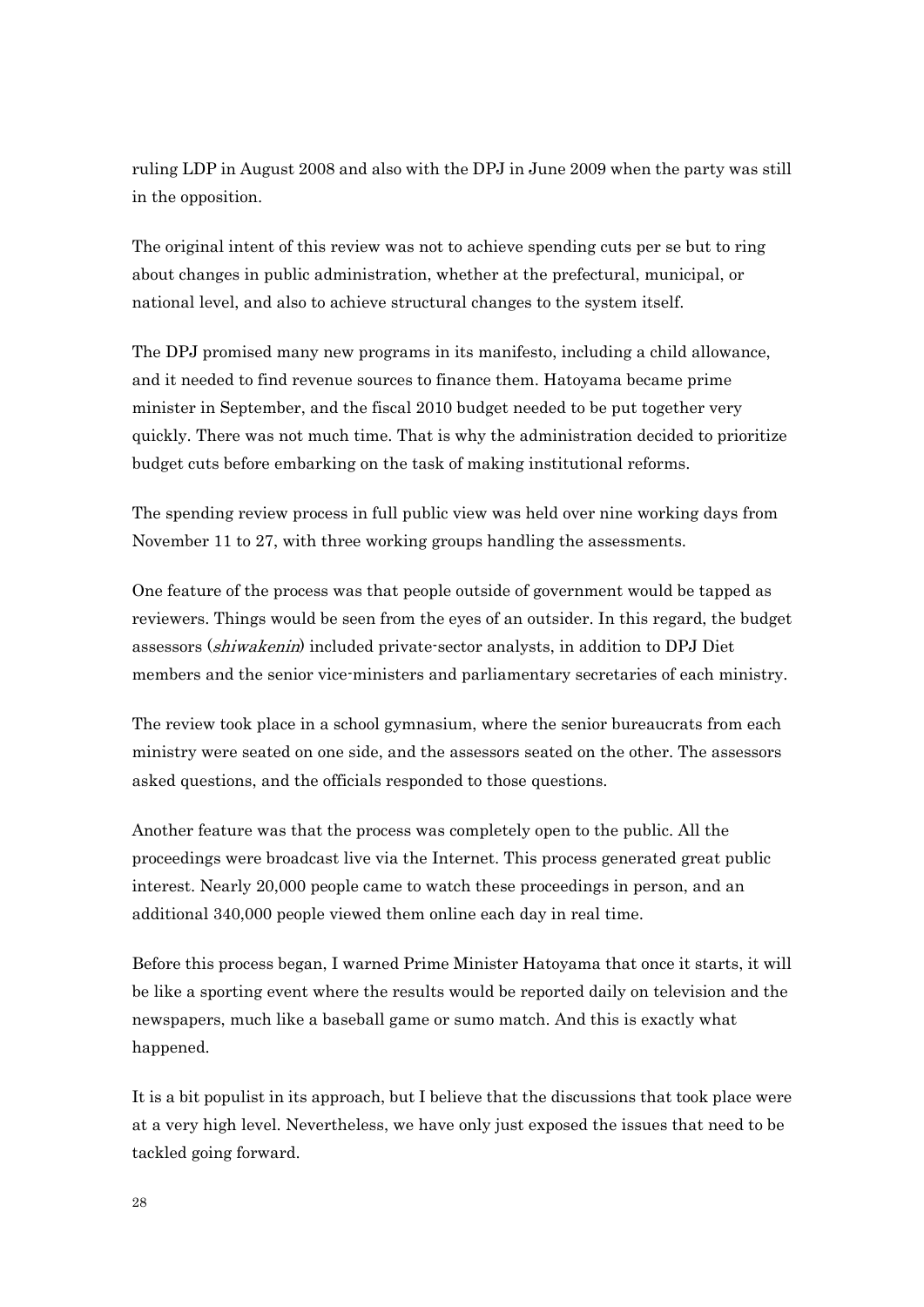ruling LDP in August 2008 and also with the DPJ in June 2009 when the party was still in the opposition.

The original intent of this review was not to achieve spending cuts per se but to ring about changes in public administration, whether at the prefectural, municipal, or national level, and also to achieve structural changes to the system itself.

The DPJ promised many new programs in its manifesto, including a child allowance, and it needed to find revenue sources to finance them. Hatoyama became prime minister in September, and the fiscal 2010 budget needed to be put together very quickly. There was not much time. That is why the administration decided to prioritize budget cuts before embarking on the task of making institutional reforms.

The spending review process in full public view was held over nine working days from November 11 to 27, with three working groups handling the assessments.

One feature of the process was that people outside of government would be tapped as reviewers. Things would be seen from the eyes of an outsider. In this regard, the budget assessors (*shiwakenin*) included private-sector analysts, in addition to DPJ Diet members and the senior vice-ministers and parliamentary secretaries of each ministry.

The review took place in a school gymnasium, where the senior bureaucrats from each ministry were seated on one side, and the assessors seated on the other. The assessors asked questions, and the officials responded to those questions.

Another feature was that the process was completely open to the public. All the proceedings were broadcast live via the Internet. This process generated great public interest. Nearly 20,000 people came to watch these proceedings in person, and an additional 340,000 people viewed them online each day in real time.

Before this process began, I warned Prime Minister Hatoyama that once it starts, it will be like a sporting event where the results would be reported daily on television and the newspapers, much like a baseball game or sumo match. And this is exactly what happened.

It is a bit populist in its approach, but I believe that the discussions that took place were at a very high level. Nevertheless, we have only just exposed the issues that need to be tackled going forward.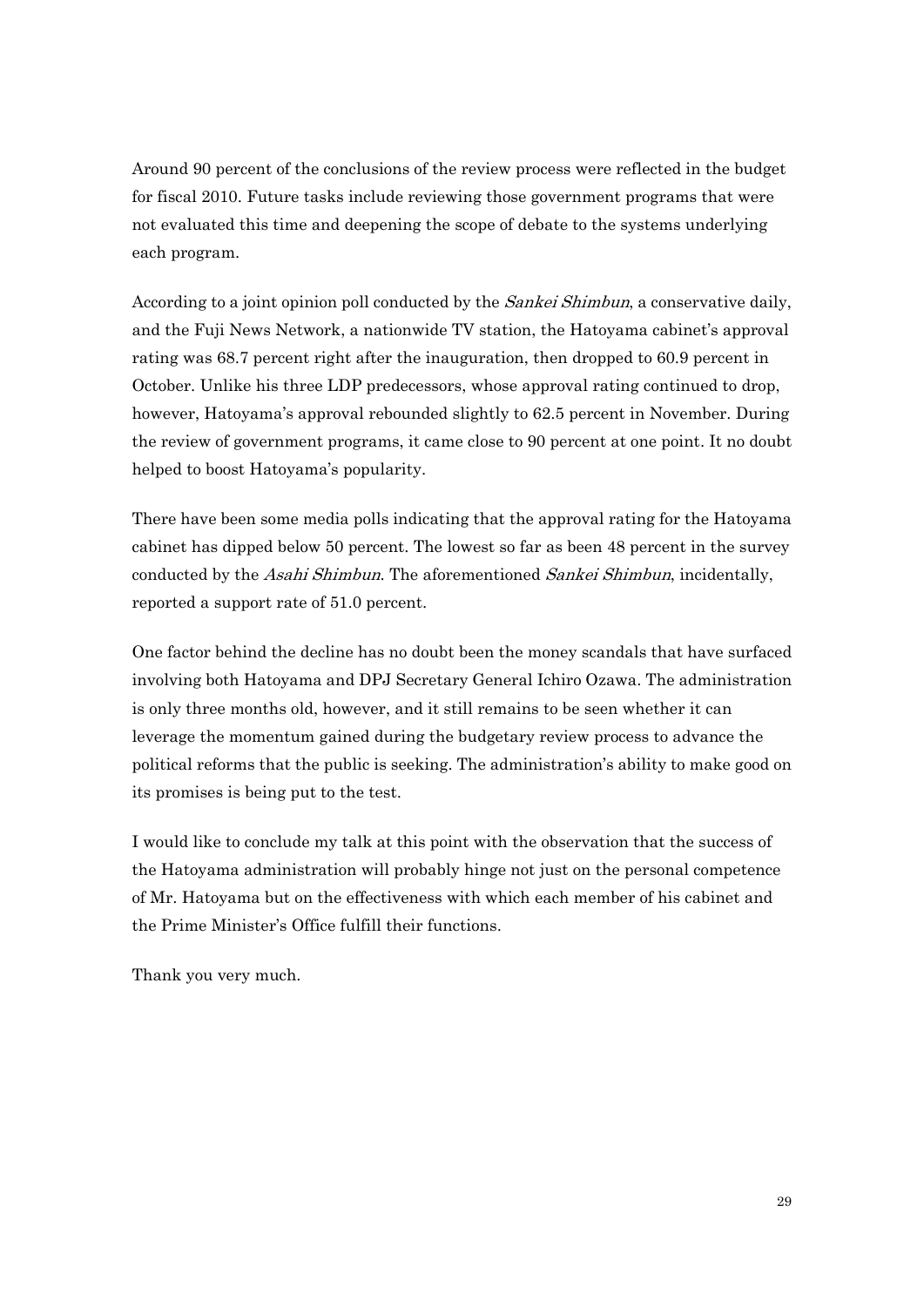Around 90 percent of the conclusions of the review process were reflected in the budget for fiscal 2010. Future tasks include reviewing those government programs that were not evaluated this time and deepening the scope of debate to the systems underlying each program.

According to a joint opinion poll conducted by the *Sankei Shimbun*, a conservative daily, and the Fuji News Network, a nationwide TV station, the Hatoyama cabinet's approval rating was 68.7 percent right after the inauguration, then dropped to 60.9 percent in October. Unlike his three LDP predecessors, whose approval rating continued to drop, however, Hatoyama's approval rebounded slightly to 62.5 percent in November. During the review of government programs, it came close to 90 percent at one point. It no doubt helped to boost Hatoyama's popularity.

There have been some media polls indicating that the approval rating for the Hatoyama cabinet has dipped below 50 percent. The lowest so far as been 48 percent in the survey conducted by the *Asahi Shimbun*. The aforementioned *Sankei Shimbun*, incidentally, reported a support rate of 51.0 percent.

One factor behind the decline has no doubt been the money scandals that have surfaced involving both Hatoyama and DPJ Secretary General Ichiro Ozawa. The administration is only three months old, however, and it still remains to be seen whether it can leverage the momentum gained during the budgetary review process to advance the political reforms that the public is seeking. The administration's ability to make good on its promises is being put to the test.

I would like to conclude my talk at this point with the observation that the success of the Hatoyama administration will probably hinge not just on the personal competence of Mr. Hatoyama but on the effectiveness with which each member of his cabinet and the Prime Minister's Office fulfill their functions.

Thank you very much.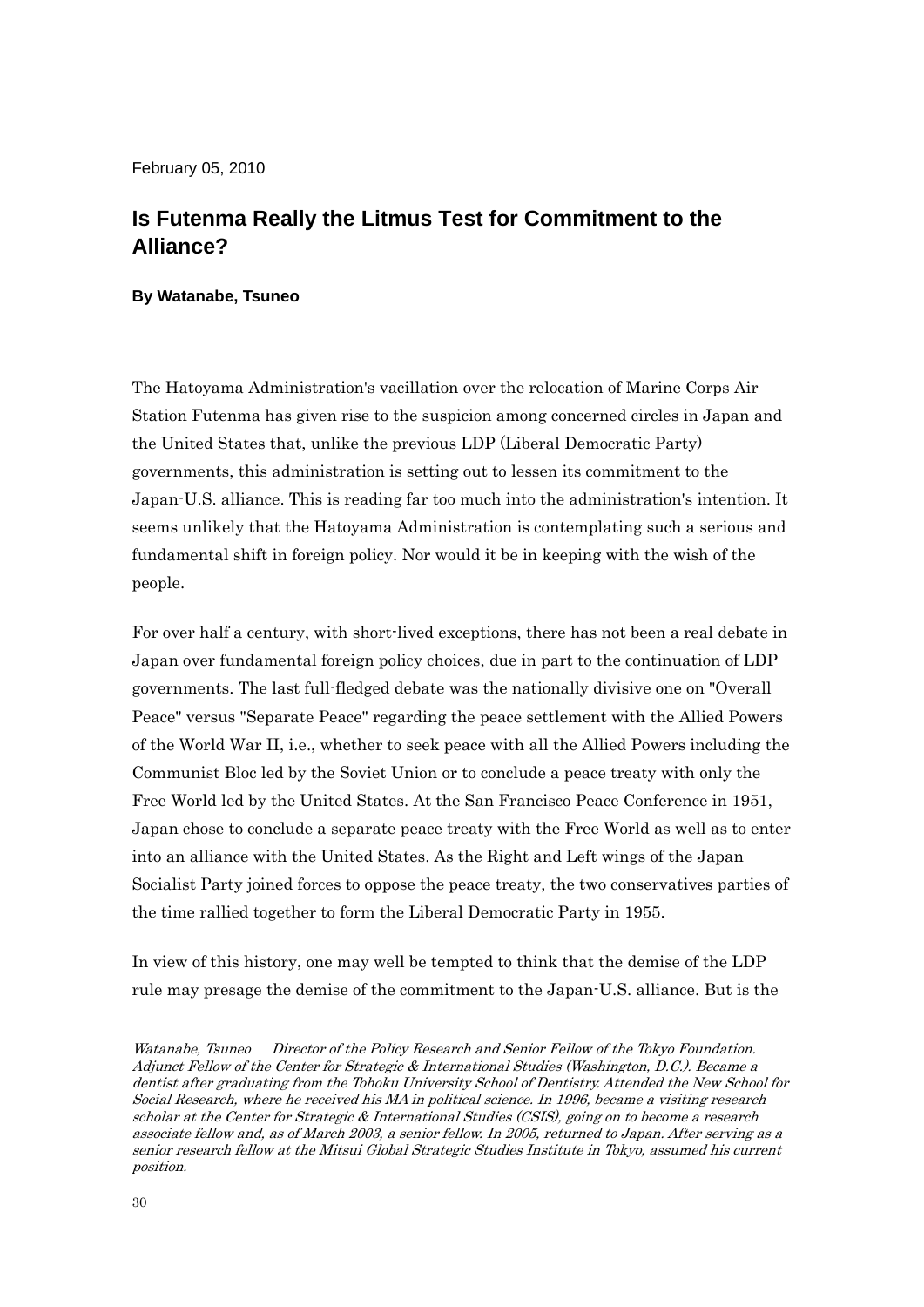February 05, 2010

## Is Futenma Really the Litmus Test for Commitment to the Alliance?

**By Watanabe, Tsuneo**

The Hatoyama Administration's vacillation over the relocation of Marine Corps Air Station Futenma has given rise to the suspicion among concerned circles in Japan and the United States that, unlike the previous LDP (Liberal Democratic Party) governments, this administration is setting out to lessen its commitment to the Japan-U.S. alliance. This is reading far too much into the administration's intention. It seems unlikely that the Hatoyama Administration is contemplating such a serious and fundamental shift in foreign policy. Nor would it be in keeping with the wish of the people.

For over half a century, with short-lived exceptions, there has not been a real debate in Japan over fundamental foreign policy choices, due in part to the continuation of LDP governments. The last full-fledged debate was the nationally divisive one on "Overall Peace" versus "Separate Peace" regarding the peace settlement with the Allied Powers of the World War II, i.e., whether to seek peace with all the Allied Powers including the Communist Bloc led by the Soviet Union or to conclude a peace treaty with only the Free World led by the United States. At the San Francisco Peace Conference in 1951, Japan chose to conclude a separate peace treaty with the Free World as well as to enter into an alliance with the United States. As the Right and Left wings of the Japan Socialist Party joined forces to oppose the peace treaty, the two conservatives parties of the time rallied together to form the Liberal Democratic Party in 1955.

In view of this history, one may well be tempted to think that the demise of the LDP rule may presage the demise of the commitment to the Japan-U.S. alliance. But is the

*Watanabe, Tsuneo Director of the Policy Research and Senior Fellow of the Tokyo Foundation. Adjunct Fellow of the Center for Strategic & International Studies (Washington, D.C.). Became a dentist after graduating from the Tohoku University School of Dentistry. Attended the New School for Social Research, where he received his MA in political science. In 1996, became a visiting research scholar at the Center for Strategic & International Studies (CSIS), going on to become a research associate fellow and, as of March 2003, a senior fellow. In 2005, returned to Japan. After serving as a senior research fellow at the Mitsui Global Strategic Studies Institute in Tokyo, assumed his current position.*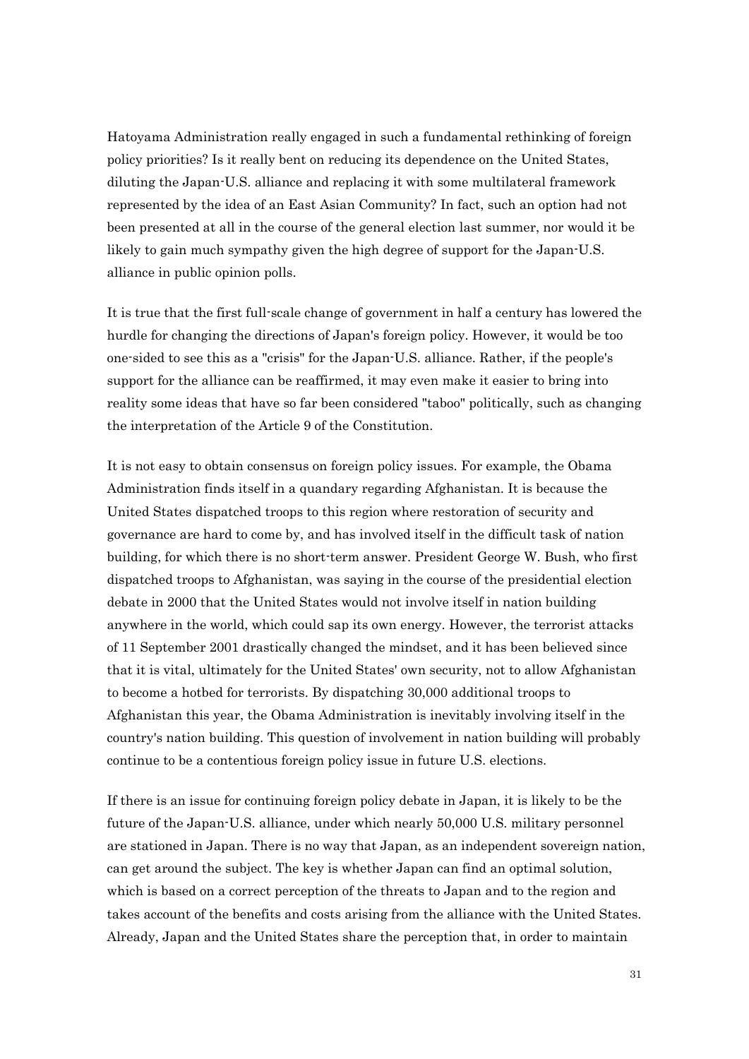Hatoyama Administration really engaged in such a fundamental rethinking of foreign policy priorities? Is it really bent on reducing its dependence on the United States, diluting the Japan-U.S. alliance and replacing it with some multilateral framework represented by the idea of an East Asian Community? In fact, such an option had not been presented at all in the course of the general election last summer, nor would it be likely to gain much sympathy given the high degree of support for the Japan-U.S. alliance in public opinion polls.

It is true that the first full-scale change of government in half a century has lowered the hurdle for changing the directions of Japan's foreign policy. However, it would be too one-sided to see this as a "crisis" for the Japan-U.S. alliance. Rather, if the people's support for the alliance can be reaffirmed, it may even make it easier to bring into reality some ideas that have so far been considered "taboo" politically, such as changing the interpretation of the Article 9 of the Constitution.

It is not easy to obtain consensus on foreign policy issues. For example, the Obama Administration finds itself in a quandary regarding Afghanistan. It is because the United States dispatched troops to this region where restoration of security and governance are hard to come by, and has involved itself in the difficult task of nation building, for which there is no short-term answer. President George W. Bush, who first dispatched troops to Afghanistan, was saying in the course of the presidential election debate in 2000 that the United States would not involve itself in nation building anywhere in the world, which could sap its own energy. However, the terrorist attacks of 11 September 2001 drastically changed the mindset, and it has been believed since that it is vital, ultimately for the United States' own security, not to allow Afghanistan to become a hotbed for terrorists. By dispatching 30,000 additional troops to Afghanistan this year, the Obama Administration is inevitably involving itself in the country's nation building. This question of involvement in nation building will probably continue to be a contentious foreign policy issue in future U.S. elections.

If there is an issue for continuing foreign policy debate in Japan, it is likely to be the future of the Japan-U.S. alliance, under which nearly 50,000 U.S. military personnel are stationed in Japan. There is no way that Japan, as an independent sovereign nation, can get around the subject. The key is whether Japan can find an optimal solution, which is based on a correct perception of the threats to Japan and to the region and takes account of the benefits and costs arising from the alliance with the United States. Already, Japan and the United States share the perception that, in order to maintain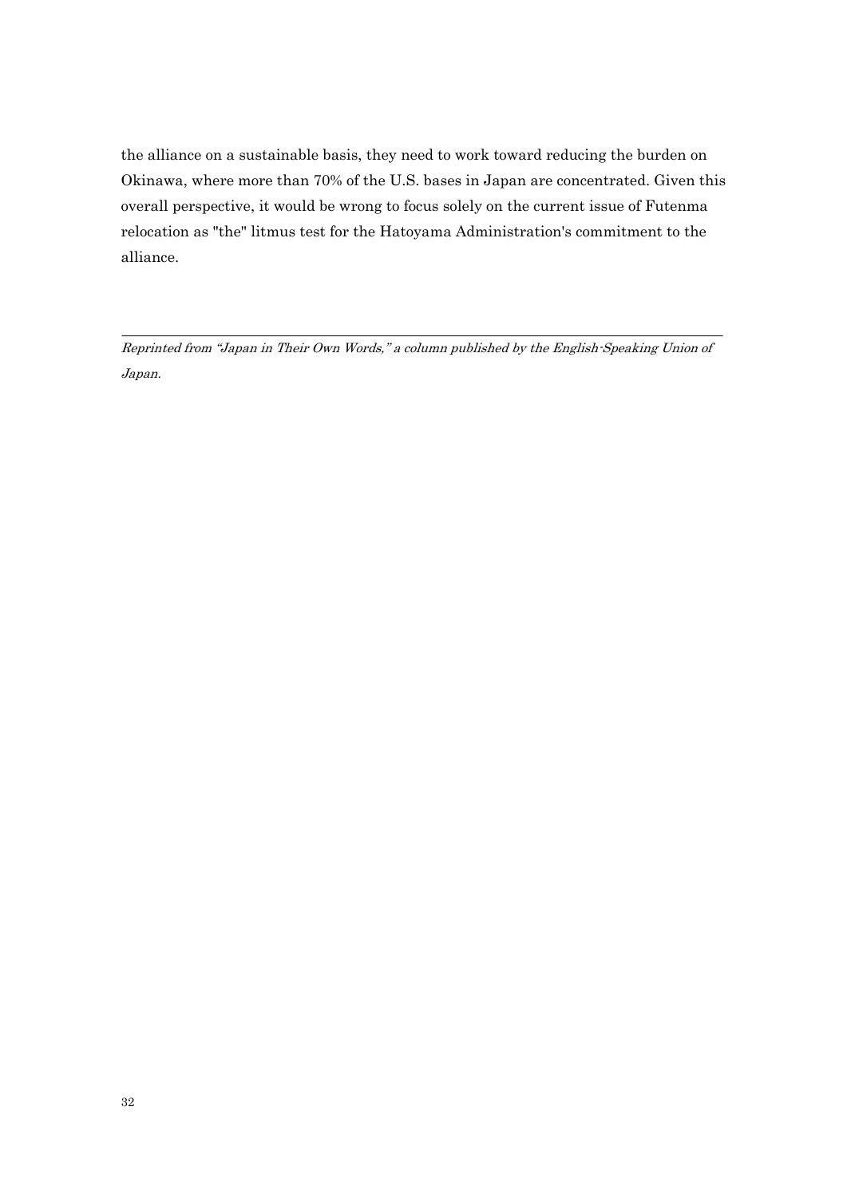the alliance on a sustainable basis, they need to work toward reducing the burden on Okinawa, where more than 70% of the U.S. bases in Japan are concentrated. Given this overall perspective, it would be wrong to focus solely on the current issue of Futenma relocation as "the" litmus test for the Hatoyama Administration's commitment to the alliance.

---

*Reprinted from "Japan in Their Own Words," a column published by the English-Speaking Union of Japan.*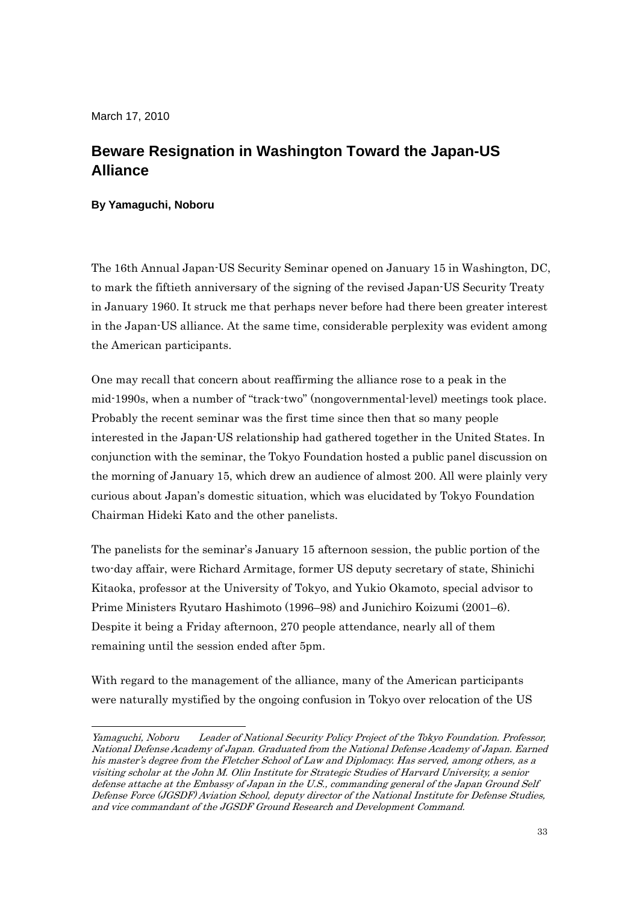March 17, 2010

# Beware Resignation in Washington Toward the Japan-US Alliance

**By Yamaguchi, Noboru**

The 16th Annual Japan-US Security Seminar opened on January 15 in Washington, DC, to mark the fiftieth anniversary of the signing of the revised Japan-US Security Treaty in January 1960. It struck me that perhaps never before had there been greater interest in the Japan-US alliance. At the same time, considerable perplexity was evident among the American participants.

One may recall that concern about reaffirming the alliance rose to a peak in the mid-1990s, when a number of "track-two" (nongovernmental-level) meetings took place. Probably the recent seminar was the first time since then that so many people interested in the Japan-US relationship had gathered together in the United States. In conjunction with the seminar, the Tokyo Foundation hosted a public panel discussion on the morning of January 15, which drew an audience of almost 200. All were plainly very curious about Japan's domestic situation, which was elucidated by Tokyo Foundation Chairman Hideki Kato and the other panelists.

The panelists for the seminar's January 15 afternoon session, the public portion of the two-day affair, were Richard Armitage, former US deputy secretary of state, Shinichi Kitaoka, professor at the University of Tokyo, and Yukio Okamoto, special advisor to Prime Ministers Ryutaro Hashimoto (1996–98) and Junichiro Koizumi (2001–6). Despite it being a Friday afternoon, 270 people attendance, nearly all of them remaining until the session ended after 5pm.

With regard to the management of the alliance, many of the American participants were naturally mystified by the ongoing confusion in Tokyo over relocation of the US

---

*Yamaguchi, Noboru Leader of National Security Policy Project of the Tokyo Foundation. Professor, National Defense Academy of Japan. Graduated from the National Defense Academy of Japan. Earned his master's degree from the Fletcher School of Law and Diplomacy. Has served, among others, as a visiting scholar at the John M. Olin Institute for Strategic Studies of Harvard University, a senior defense attache at the Embassy of Japan in the U.S., commanding general of the Japan Ground Self Defense Force (JGSDF) Aviation School, deputy director of the National Institute for Defense Studies, and vice commandant of the JGSDF Ground Research and Development Command.*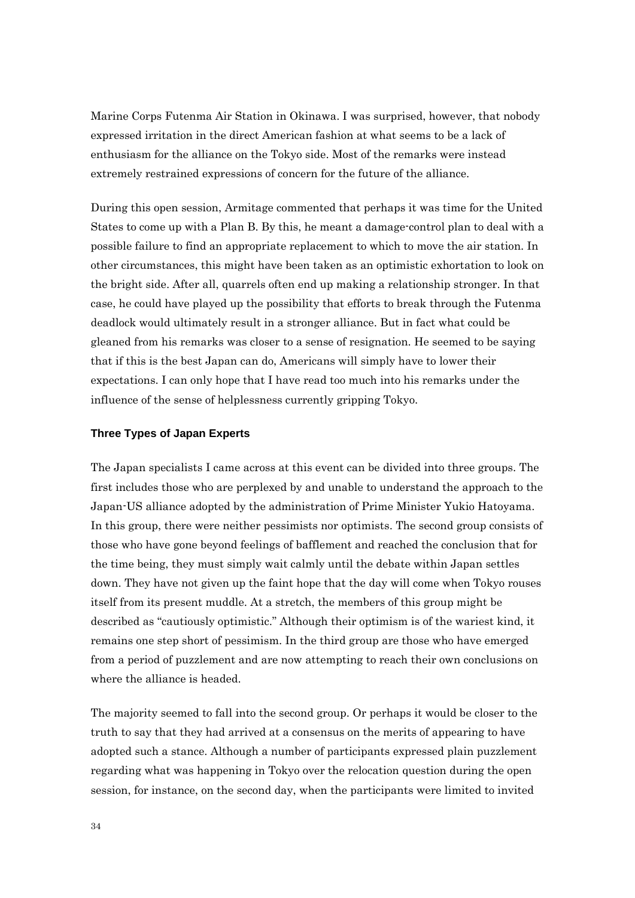Marine Corps Futenma Air Station in Okinawa. I was surprised, however, that nobody expressed irritation in the direct American fashion at what seems to be a lack of enthusiasm for the alliance on the Tokyo side. Most of the remarks were instead extremely restrained expressions of concern for the future of the alliance.

During this open session, Armitage commented that perhaps it was time for the United States to come up with a Plan B. By this, he meant a damage-control plan to deal with a possible failure to find an appropriate replacement to which to move the air station. In other circumstances, this might have been taken as an optimistic exhortation to look on the bright side. After all, quarrels often end up making a relationship stronger. In that case, he could have played up the possibility that efforts to break through the Futenma deadlock would ultimately result in a stronger alliance. But in fact what could be gleaned from his remarks was closer to a sense of resignation. He seemed to be saying that if this is the best Japan can do, Americans will simply have to lower their expectations. I can only hope that I have read too much into his remarks under the influence of the sense of helplessness currently gripping Tokyo.

### Three Types of Japan Experts

The Japan specialists I came across at this event can be divided into three groups. The first includes those who are perplexed by and unable to understand the approach to the Japan-US alliance adopted by the administration of Prime Minister Yukio Hatoyama. In this group, there were neither pessimists nor optimists. The second group consists of those who have gone beyond feelings of bafflement and reached the conclusion that for the time being, they must simply wait calmly until the debate within Japan settles down. They have not given up the faint hope that the day will come when Tokyo rouses itself from its present muddle. At a stretch, the members of this group might be described as "cautiously optimistic." Although their optimism is of the wariest kind, it remains one step short of pessimism. In the third group are those who have emerged from a period of puzzlement and are now attempting to reach their own conclusions on where the alliance is headed.

The majority seemed to fall into the second group. Or perhaps it would be closer to the truth to say that they had arrived at a consensus on the merits of appearing to have adopted such a stance. Although a number of participants expressed plain puzzlement regarding what was happening in Tokyo over the relocation question during the open session, for instance, on the second day, when the participants were limited to invited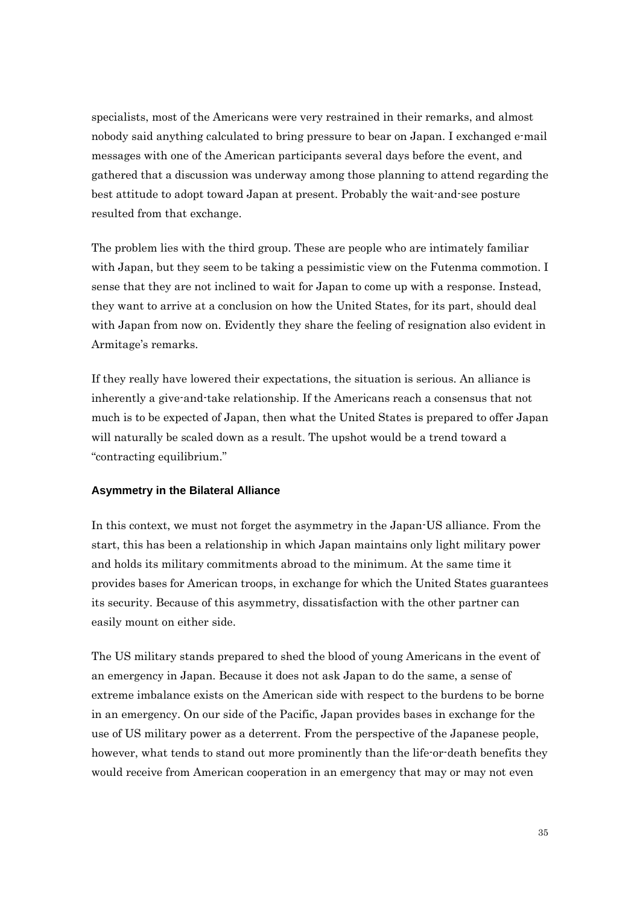specialists, most of the Americans were very restrained in their remarks, and almost nobody said anything calculated to bring pressure to bear on Japan. I exchanged e-mail messages with one of the American participants several days before the event, and gathered that a discussion was underway among those planning to attend regarding the best attitude to adopt toward Japan at present. Probably the wait-and-see posture resulted from that exchange.

The problem lies with the third group. These are people who are intimately familiar with Japan, but they seem to be taking a pessimistic view on the Futenma commotion. I sense that they are not inclined to wait for Japan to come up with a response. Instead, they want to arrive at a conclusion on how the United States, for its part, should deal with Japan from now on. Evidently they share the feeling of resignation also evident in Armitage's remarks.

If they really have lowered their expectations, the situation is serious. An alliance is inherently a give-and-take relationship. If the Americans reach a consensus that not much is to be expected of Japan, then what the United States is prepared to offer Japan will naturally be scaled down as a result. The upshot would be a trend toward a "contracting equilibrium."

### Asymmetry in the Bilateral Alliance

In this context, we must not forget the asymmetry in the Japan-US alliance. From the start, this has been a relationship in which Japan maintains only light military power and holds its military commitments abroad to the minimum. At the same time it provides bases for American troops, in exchange for which the United States guarantees its security. Because of this asymmetry, dissatisfaction with the other partner can easily mount on either side.

The US military stands prepared to shed the blood of young Americans in the event of an emergency in Japan. Because it does not ask Japan to do the same, a sense of extreme imbalance exists on the American side with respect to the burdens to be borne in an emergency. On our side of the Pacific, Japan provides bases in exchange for the use of US military power as a deterrent. From the perspective of the Japanese people, however, what tends to stand out more prominently than the life-or-death benefits they would receive from American cooperation in an emergency that may or may not even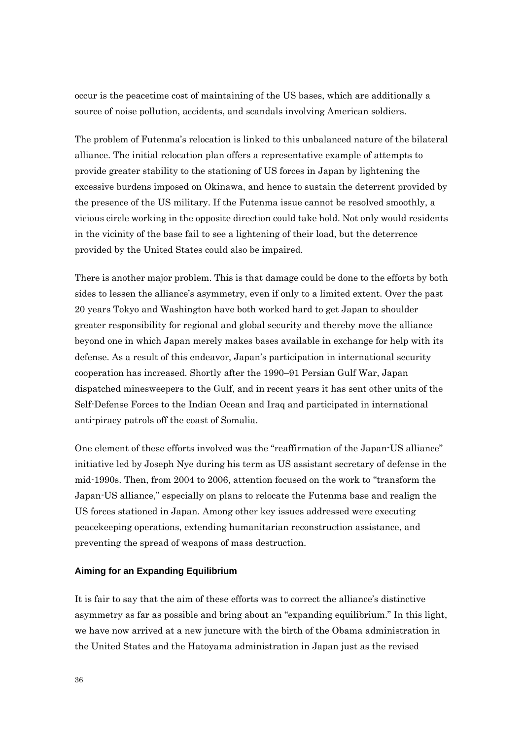occur is the peacetime cost of maintaining of the US bases, which are additionally a source of noise pollution, accidents, and scandals involving American soldiers.

The problem of Futenma's relocation is linked to this unbalanced nature of the bilateral alliance. The initial relocation plan offers a representative example of attempts to provide greater stability to the stationing of US forces in Japan by lightening the excessive burdens imposed on Okinawa, and hence to sustain the deterrent provided by the presence of the US military. If the Futenma issue cannot be resolved smoothly, a vicious circle working in the opposite direction could take hold. Not only would residents in the vicinity of the base fail to see a lightening of their load, but the deterrence provided by the United States could also be impaired.

There is another major problem. This is that damage could be done to the efforts by both sides to lessen the alliance's asymmetry, even if only to a limited extent. Over the past 20 years Tokyo and Washington have both worked hard to get Japan to shoulder greater responsibility for regional and global security and thereby move the alliance beyond one in which Japan merely makes bases available in exchange for help with its defense. As a result of this endeavor, Japan's participation in international security cooperation has increased. Shortly after the 1990–91 Persian Gulf War, Japan dispatched minesweepers to the Gulf, and in recent years it has sent other units of the Self-Defense Forces to the Indian Ocean and Iraq and participated in international anti-piracy patrols off the coast of Somalia.

One element of these efforts involved was the "reaffirmation of the Japan-US alliance" initiative led by Joseph Nye during his term as US assistant secretary of defense in the mid-1990s. Then, from 2004 to 2006, attention focused on the work to "transform the Japan-US alliance," especially on plans to relocate the Futenma base and realign the US forces stationed in Japan. Among other key issues addressed were executing peacekeeping operations, extending humanitarian reconstruction assistance, and preventing the spread of weapons of mass destruction.

#### Aiming for an Expanding Equilibrium

It is fair to say that the aim of these efforts was to correct the alliance's distinctive asymmetry as far as possible and bring about an "expanding equilibrium." In this light, we have now arrived at a new juncture with the birth of the Obama administration in the United States and the Hatoyama administration in Japan just as the revised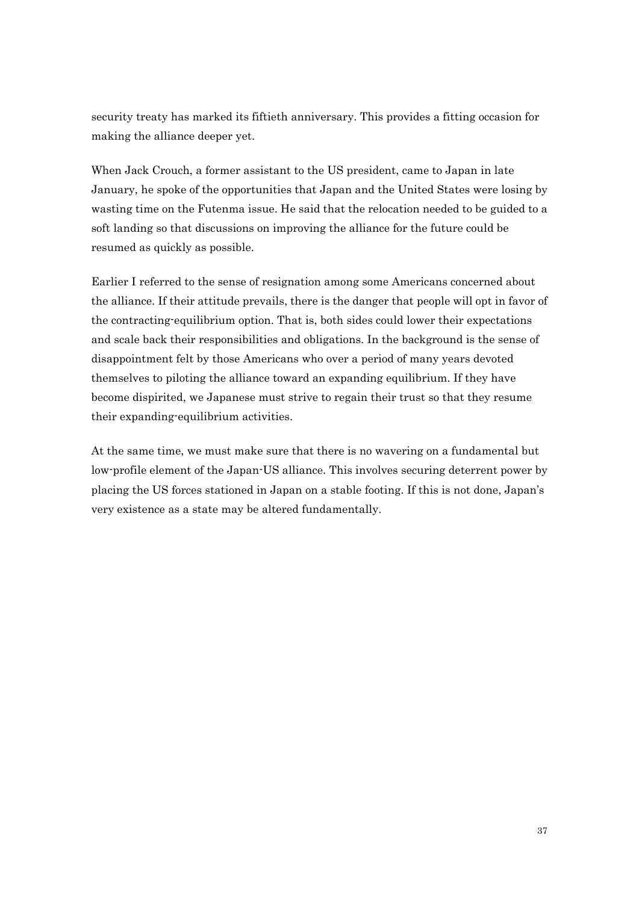security treaty has marked its fiftieth anniversary. This provides a fitting occasion for making the alliance deeper yet.

When Jack Crouch, a former assistant to the US president, came to Japan in late January, he spoke of the opportunities that Japan and the United States were losing by wasting time on the Futenma issue. He said that the relocation needed to be guided to a soft landing so that discussions on improving the alliance for the future could be resumed as quickly as possible.

Earlier I referred to the sense of resignation among some Americans concerned about the alliance. If their attitude prevails, there is the danger that people will opt in favor of the contracting-equilibrium option. That is, both sides could lower their expectations and scale back their responsibilities and obligations. In the background is the sense of disappointment felt by those Americans who over a period of many years devoted themselves to piloting the alliance toward an expanding equilibrium. If they have become dispirited, we Japanese must strive to regain their trust so that they resume their expanding-equilibrium activities.

At the same time, we must make sure that there is no wavering on a fundamental but low-profile element of the Japan-US alliance. This involves securing deterrent power by placing the US forces stationed in Japan on a stable footing. If this is not done, Japan's very existence as a state may be altered fundamentally.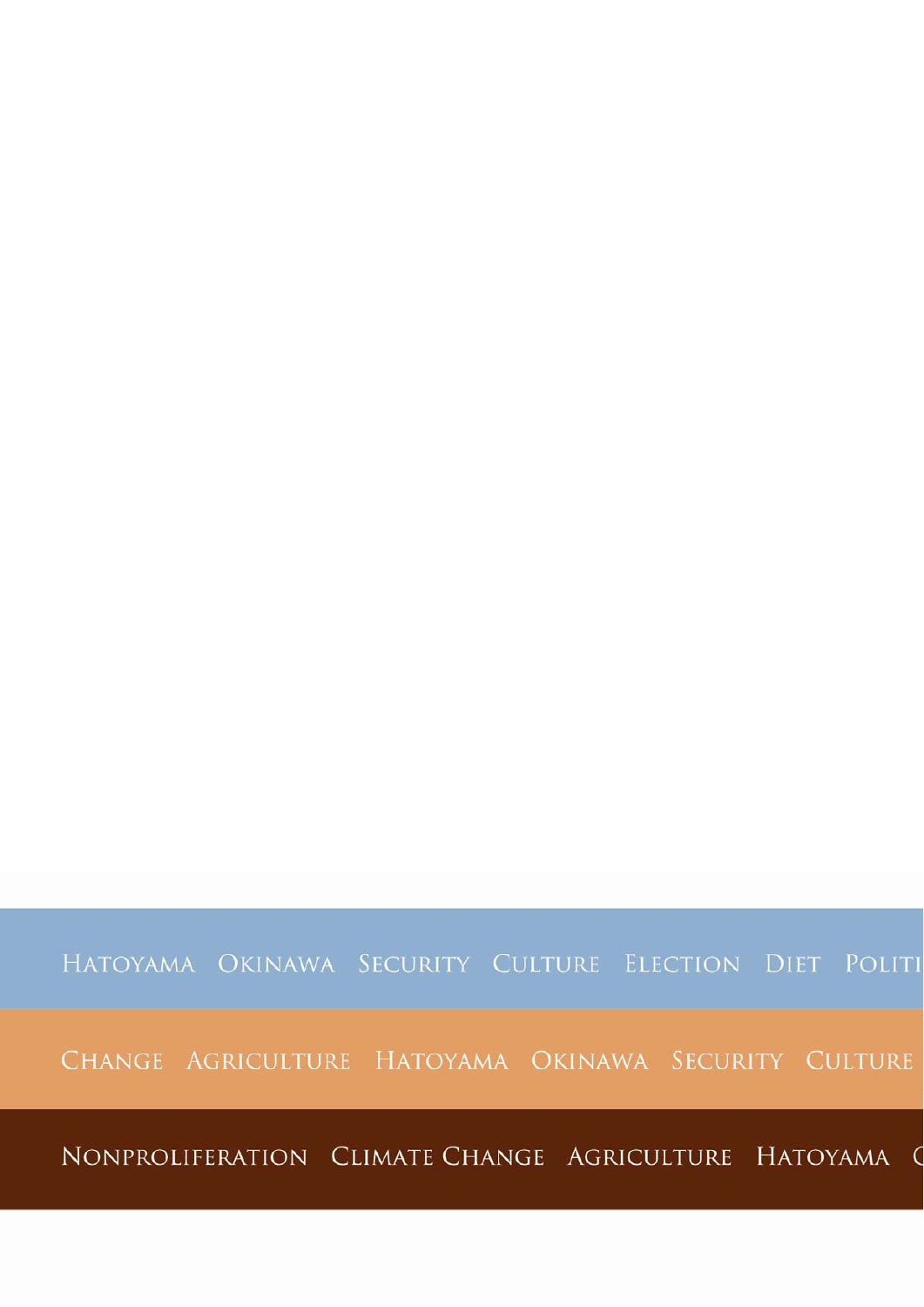HATOYAMA OKINAWA SECURITY CULTURE ELECTION DIET POLITI

CHANGE AGRICULTURE HATOYAMA OKINAWA SECURITY CULTURE

NONPROLIFERATION CLIMATE CHANGE AGRICULTURE HATOYAMA C